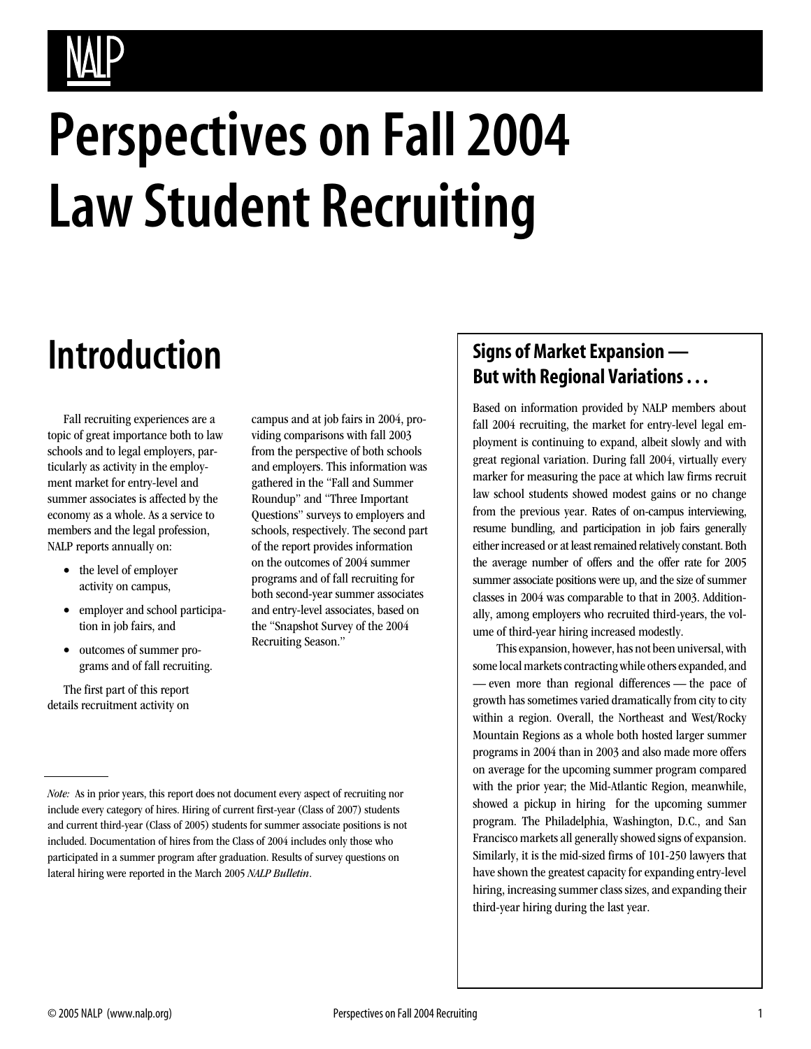NALP

# Perspectives on Fall 2004 Law Student Recruiting

## Introduction

Fall recruiting experiences are a topic of great importance both to law schools and to legal employers, particularly as activity in the employment market for entry-level and summer associates is affected by the economy as a whole. As a service to members and the legal profession, NALP reports annually on:

- the level of employer activity on campus,
- employer and school participation in job fairs, and
- outcomes of summer programs and of fall recruiting.

The first part of this report details recruitment activity on campus and at job fairs in 2004, providing comparisons with fall 2003 from the perspective of both schools and employers. This information was gathered in the "Fall and Summer Roundup" and "Three Important Questions" surveys to employers and schools, respectively. The second part of the report provides information on the outcomes of 2004 summer programs and of fall recruiting for both second-year summer associates and entry-level associates, based on the "Snapshot Survey of the 2004 Recruiting Season."

*Note:* As in prior years, this report does not document every aspect of recruiting nor include every category of hires. Hiring of current first-year (Class of 2007) students and current third-year (Class of 2005) students for summer associate positions is not included. Documentation of hires from the Class of 2004 includes only those who participated in a summer program after graduation. Results of survey questions on lateral hiring were reported in the March 2005 *NALP Bulletin*.

### Signs of Market Expansion — But with Regional Variations . . .

Based on information provided by NALP members about fall 2004 recruiting, the market for entry-level legal employment is continuing to expand, albeit slowly and with great regional variation. During fall 2004, virtually every marker for measuring the pace at which law firms recruit law school students showed modest gains or no change from the previous year. Rates of on-campus interviewing, resume bundling, and participation in job fairs generally either increased or at least remained relatively constant. Both the average number of offers and the offer rate for 2005 summer associate positions were up, and the size of summer classes in 2004 was comparable to that in 2003. Additionally, among employers who recruited third-years, the volume of third-year hiring increased modestly.

This expansion, however, has not been universal, with some local markets contracting while others expanded, and — even more than regional differences — the pace of growth has sometimes varied dramatically from city to city within a region. Overall, the Northeast and West/Rocky Mountain Regions as a whole both hosted larger summer programs in 2004 than in 2003 and also made more offers on average for the upcoming summer program compared with the prior year; the Mid-Atlantic Region, meanwhile, showed a pickup in hiring for the upcoming summer program. The Philadelphia, Washington, D.C., and San Francisco markets all generally showed signs of expansion. Similarly, it is the mid-sized firms of 101-250 lawyers that have shown the greatest capacity for expanding entry-level hiring, increasing summer class sizes, and expanding their third-year hiring during the last year.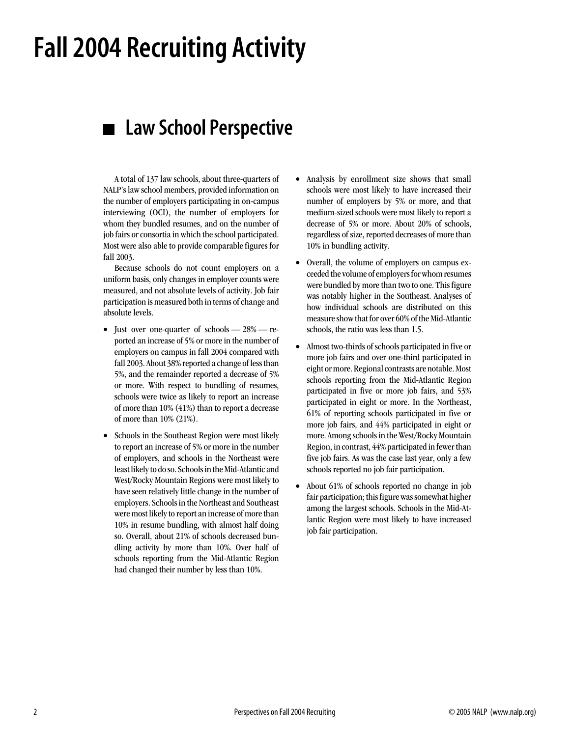# Fall 2004 Recruiting Activity

## Law School Perspective

A total of 137 law schools, about three-quarters of NALP's law school members, provided information on the number of employers participating in on-campus interviewing (OCI), the number of employers for whom they bundled resumes, and on the number of job fairs or consortia in which the school participated. Most were also able to provide comparable figures for fall 2003.

Because schools do not count employers on a uniform basis, only changes in employer counts were measured, and not absolute levels of activity. Job fair participation is measured both in terms of change and absolute levels.

- Just over one-quarter of schools — 28% — reported an increase of 5% or more in the number of employers on campus in fall 2004 compared with fall 2003. About 38% reported a change of less than 5%, and the remainder reported a decrease of 5% or more. With respect to bundling of resumes, schools were twice as likely to report an increase of more than 10% (41%) than to report a decrease of more than 10% (21%).
- Schools in the Southeast Region were most likely to report an increase of 5% or more in the number of employers, and schools in the Northeast were least likely to do so. Schools in the Mid-Atlantic and West/Rocky Mountain Regions were most likely to have seen relatively little change in the number of employers. Schools in the Northeast and Southeast were most likely to report an increase of more than 10% in resume bundling, with almost half doing so. Overall, about 21% of schools decreased bundling activity by more than 10%. Over half of schools reporting from the Mid-Atlantic Region had changed their number by less than 10%.
- Analysis by enrollment size shows that small schools were most likely to have increased their number of employers by 5% or more, and that medium-sized schools were most likely to report a decrease of 5% or more. About 20% of schools, regardless of size, reported decreases of more than 10% in bundling activity.
- Overall, the volume of employers on campus exceeded the volume of employers for whom resumes were bundled by more than two to one. This figure was notably higher in the Southeast. Analyses of how individual schools are distributed on this measure show that for over 60% of the Mid-Atlantic schools, the ratio was less than 1.5.
- Almost two-thirds of schools participated in five or more job fairs and over one-third participated in eight or more. Regional contrasts are notable. Most schools reporting from the Mid-Atlantic Region participated in five or more job fairs, and 53% participated in eight or more. In the Northeast, 61% of reporting schools participated in five or more job fairs, and 44% participated in eight or more. Among schools in the West/Rocky Mountain Region, in contrast, 44% participated in fewer than five job fairs. As was the case last year, only a few schools reported no job fair participation.
- About 61% of schools reported no change in job fair participation; this figure was somewhat higher among the largest schools. Schools in the Mid-Atlantic Region were most likely to have increased job fair participation.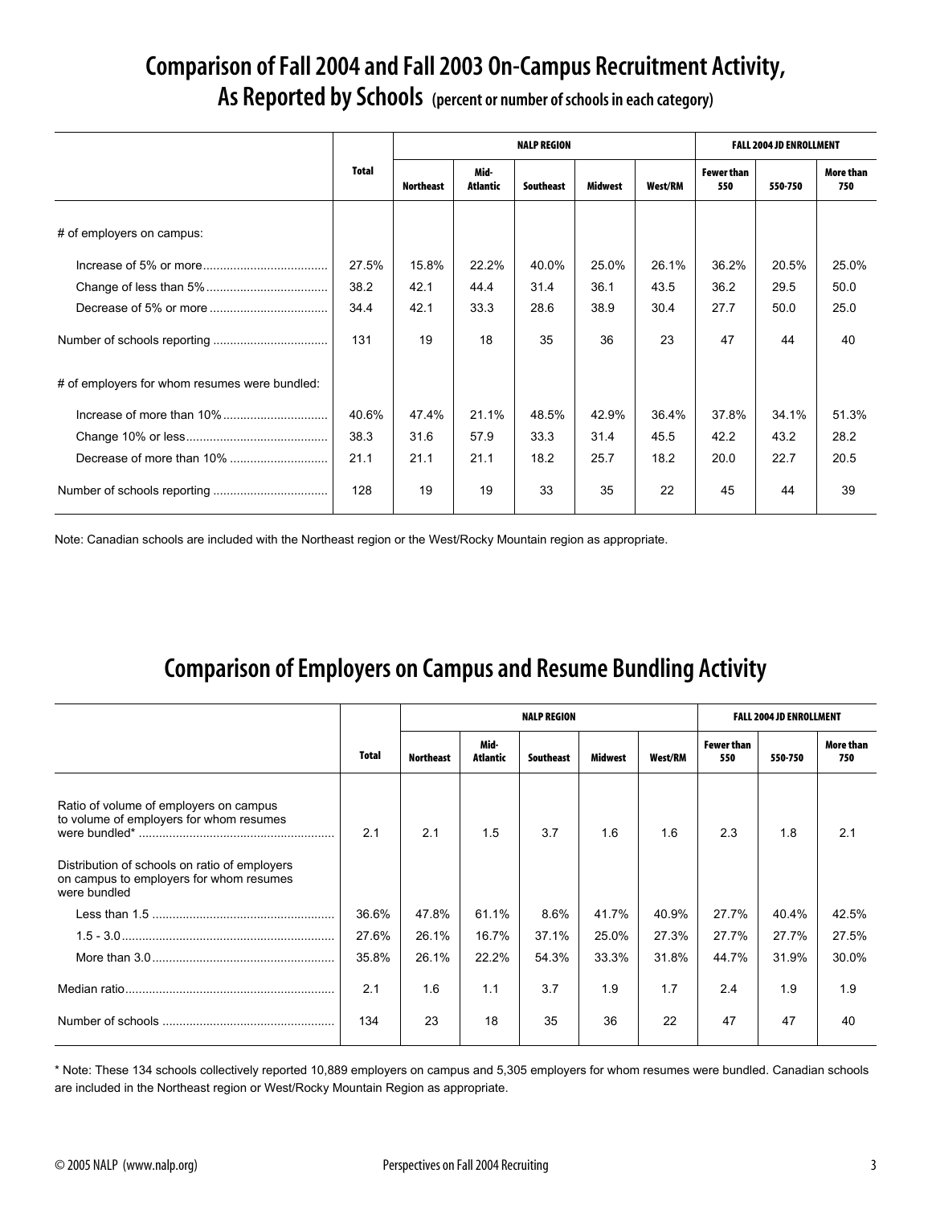# Comparison of Fall 2004 and Fall 2003 On-Campus Recruitment Activity, As Reported by Schools (percent or number of schools in each category)

| | Total | NALP REGION | | | | | FALL 2004 JD ENROLLMENT | | |
|---|---|---|---|---|---|---|---|---|---|
| | | Northeast | Mid-Atlantic | Southeast | Midwest | West/RM | Fewer than 550 | 550-750 | More than 750 |
| # of employers on campus: | | | | | | | | | |
| Increase of 5% or more | 27.5% | 15.8% | 22.2% | 40.0% | 25.0% | 26.1% | 36.2% | 20.5% | 25.0% |
| Change of less than 5% | 38.2 | 42.1 | 44.4 | 31.4 | 36.1 | 43.5 | 36.2 | 29.5 | 50.0 |
| Decrease of 5% or more | 34.4 | 42.1 | 33.3 | 28.6 | 38.9 | 30.4 | 27.7 | 50.0 | 25.0 |
| Number of schools reporting | 131 | 19 | 18 | 35 | 36 | 23 | 47 | 44 | 40 |
| # of employers for whom resumes were bundled: | | | | | | | | | |
| Increase of more than 10% | 40.6% | 47.4% | 21.1% | 48.5% | 42.9% | 36.4% | 37.8% | 34.1% | 51.3% |
| Change 10% or less | 38.3 | 31.6 | 57.9 | 33.3 | 31.4 | 45.5 | 42.2 | 43.2 | 28.2 |
| Decrease of more than 10% | 21.1 | 21.1 | 21.1 | 18.2 | 25.7 | 18.2 | 20.0 | 22.7 | 20.5 |
| Number of schools reporting | 128 | 19 | 19 | 33 | 35 | 22 | 45 | 44 | 39 |

Note: Canadian schools are included with the Northeast region or the West/Rocky Mountain region as appropriate.

# Comparison of Employers on Campus and Resume Bundling Activity

| | Total | NALP REGION | | | | | FALL 2004 JD ENROLLMENT | | |
|---|---|---|---|---|---|---|---|---|---|
| | | Northeast | Mid-Atlantic | Southeast | Midwest | West/RM | Fewer than 550 | 550-750 | More than 750 |
| Ratio of volume of employers on campus to volume of employers for whom resumes were bundled* | 2.1 | 2.1 | 1.5 | 3.7 | 1.6 | 1.6 | 2.3 | 1.8 | 2.1 |
| Distribution of schools on ratio of employers on campus to employers for whom resumes were bundled | | | | | | | | | |
| Less than 1.5 | 36.6% | 47.8% | 61.1% | 8.6% | 41.7% | 40.9% | 27.7% | 40.4% | 42.5% |
| 1.5 - 3.0 | 27.6% | 26.1% | 16.7% | 37.1% | 25.0% | 27.3% | 27.7% | 27.7% | 27.5% |
| More than 3.0 | 35.8% | 26.1% | 22.2% | 54.3% | 33.3% | 31.8% | 44.7% | 31.9% | 30.0% |
| Median ratio | 2.1 | 1.6 | 1.1 | 3.7 | 1.9 | 1.7 | 2.4 | 1.9 | 1.9 |
| Number of schools | 134 | 23 | 18 | 35 | 36 | 22 | 47 | 47 | 40 |

* Note: These 134 schools collectively reported 10,889 employers on campus and 5,305 employers for whom resumes were bundled. Canadian schools are included in the Northeast region or West/Rocky Mountain Region as appropriate.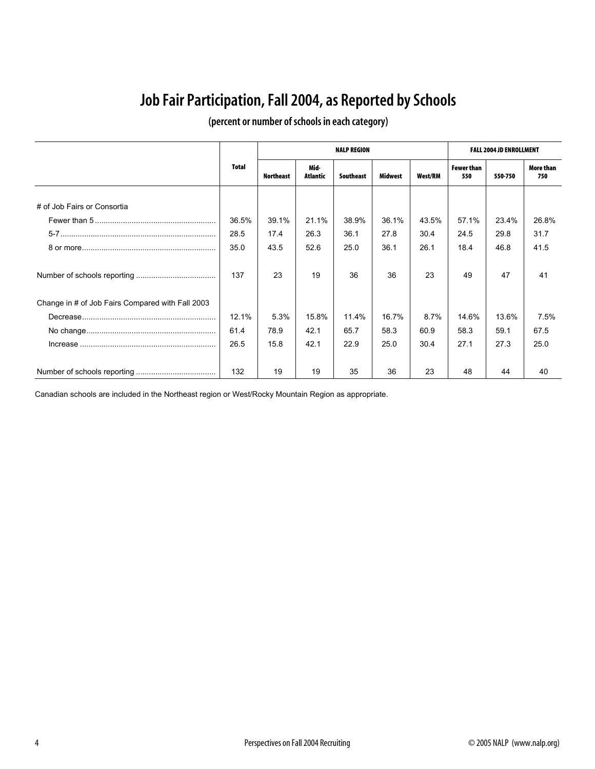# Job Fair Participation, Fall 2004, as Reported by Schools

(percent or number of schools in each category)

| | Total | NALP REGION | | | | | FALL 2004 JD ENROLLMENT | | |
|---|---|---|---|---|---|---|---|---|---|
| | | Northeast | Mid-Atlantic | Southeast | Midwest | West/RM | Fewer than 550 | 550-750 | More than 750 |
| # of Job Fairs or Consortia | | | | | | | | | |
| Fewer than 5 | 36.5% | 39.1% | 21.1% | 38.9% | 36.1% | 43.5% | 57.1% | 23.4% | 26.8% |
| 5-7 | 28.5 | 17.4 | 26.3 | 36.1 | 27.8 | 30.4 | 24.5 | 29.8 | 31.7 |
| 8 or more | 35.0 | 43.5 | 52.6 | 25.0 | 36.1 | 26.1 | 18.4 | 46.8 | 41.5 |
| Number of schools reporting | 137 | 23 | 19 | 36 | 36 | 23 | 49 | 47 | 41 |
| Change in # of Job Fairs Compared with Fall 2003 | | | | | | | | | |
| Decrease | 12.1% | 5.3% | 15.8% | 11.4% | 16.7% | 8.7% | 14.6% | 13.6% | 7.5% |
| No change | 61.4 | 78.9 | 42.1 | 65.7 | 58.3 | 60.9 | 58.3 | 59.1 | 67.5 |
| Increase | 26.5 | 15.8 | 42.1 | 22.9 | 25.0 | 30.4 | 27.1 | 27.3 | 25.0 |
| Number of schools reporting | 132 | 19 | 19 | 35 | 36 | 23 | 48 | 44 | 40 |

Canadian schools are included in the Northeast region or West/Rocky Mountain Region as appropriate.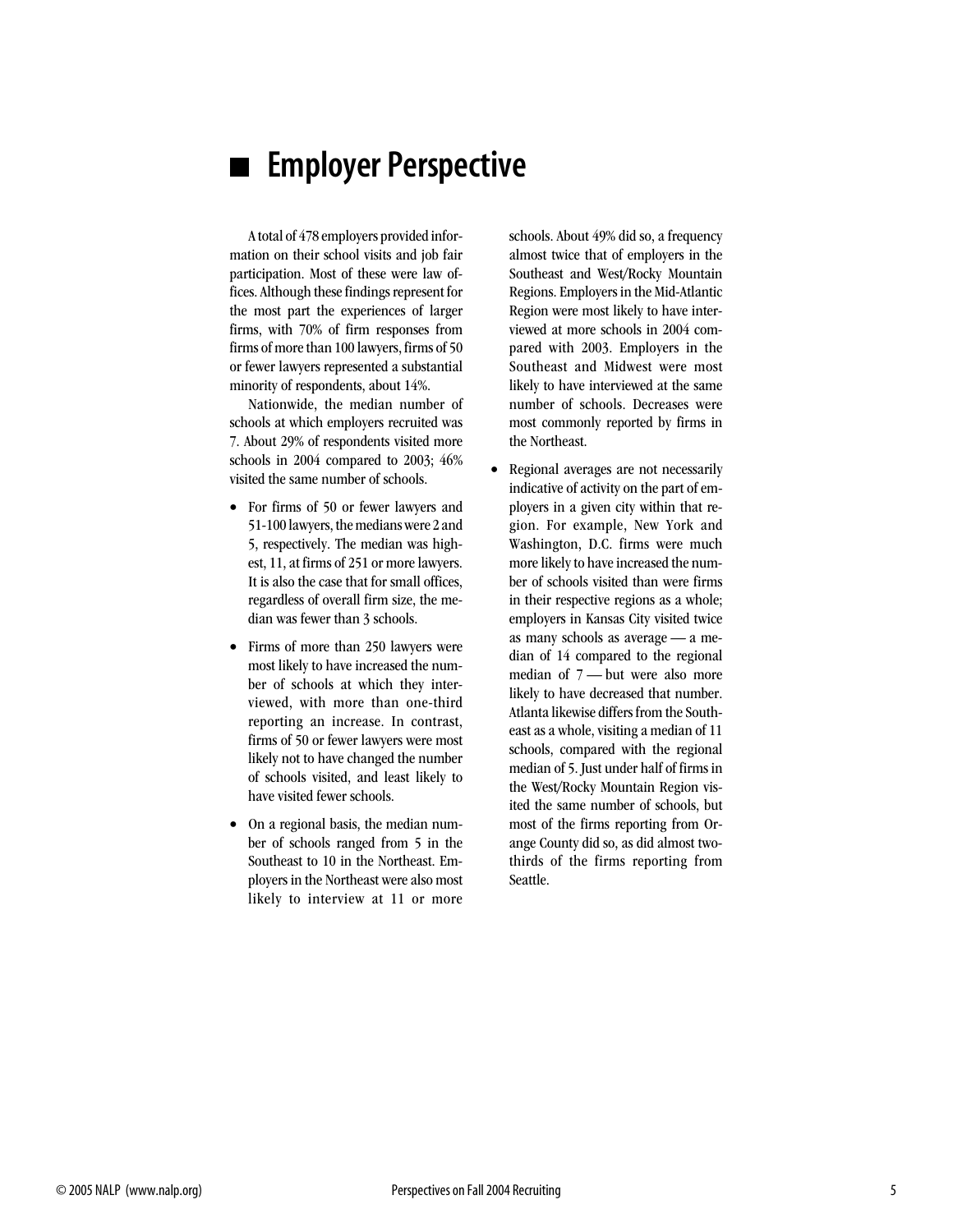# Employer Perspective

A total of 478 employers provided information on their school visits and job fair participation. Most of these were law offices. Although these findings represent for the most part the experiences of larger firms, with 70% of firm responses from firms of more than 100 lawyers, firms of 50 or fewer lawyers represented a substantial minority of respondents, about 14%.

Nationwide, the median number of schools at which employers recruited was 7. About 29% of respondents visited more schools in 2004 compared to 2003; 46% visited the same number of schools.

- For firms of 50 or fewer lawyers and 51-100 lawyers, the medians were 2 and 5, respectively. The median was highest, 11, at firms of 251 or more lawyers. It is also the case that for small offices, regardless of overall firm size, the median was fewer than 3 schools.
- Firms of more than 250 lawyers were most likely to have increased the number of schools at which they interviewed, with more than one-third reporting an increase. In contrast, firms of 50 or fewer lawyers were most likely not to have changed the number of schools visited, and least likely to have visited fewer schools.
- On a regional basis, the median number of schools ranged from 5 in the Southeast to 10 in the Northeast. Employers in the Northeast were also most likely to interview at 11 or more schools. About 49% did so, a frequency almost twice that of employers in the Southeast and West/Rocky Mountain Regions. Employers in the Mid-Atlantic Region were most likely to have interviewed at more schools in 2004 compared with 2003. Employers in the Southeast and Midwest were most likely to have interviewed at the same number of schools. Decreases were most commonly reported by firms in the Northeast.
- Regional averages are not necessarily indicative of activity on the part of employers in a given city within that region. For example, New York and Washington, D.C. firms were much more likely to have increased the number of schools visited than were firms in their respective regions as a whole; employers in Kansas City visited twice as many schools as average — a median of 14 compared to the regional median of 7 — but were also more likely to have decreased that number. Atlanta likewise differs from the Southeast as a whole, visiting a median of 11 schools, compared with the regional median of 5. Just under half of firms in the West/Rocky Mountain Region visited the same number of schools, but most of the firms reporting from Orange County did so, as did almost two-thirds of the firms reporting from Seattle.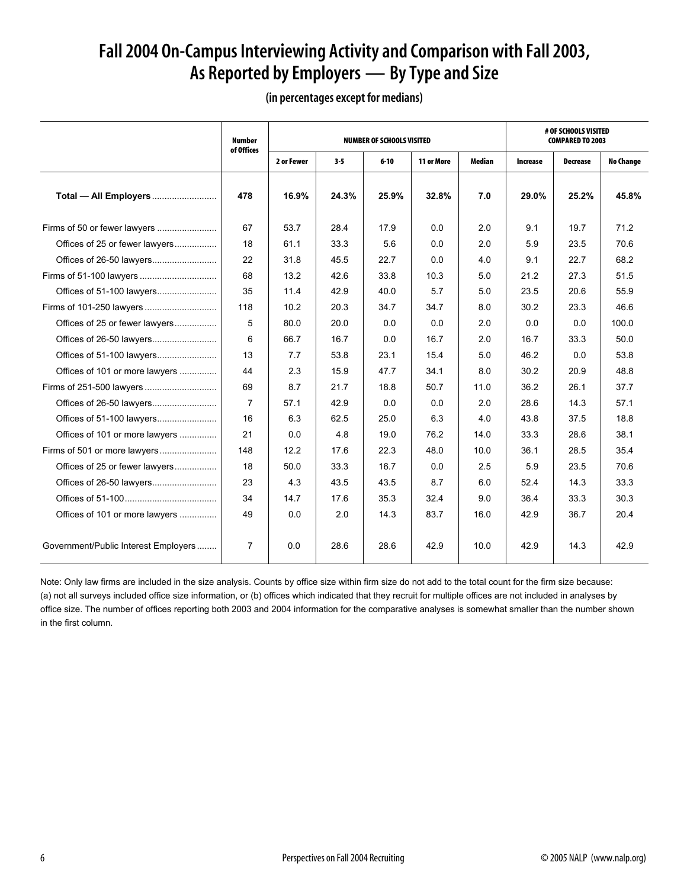# Fall 2004 On-Campus Interviewing Activity and Comparison with Fall 2003, As Reported by Employers — By Type and Size

(in percentages except for medians)

| | Number of Offices | NUMBER OF SCHOOLS VISITED | | | | | # OF SCHOOLS VISITED COMPARED TO 2003 | | |
|---|---|---|---|---|---|---|---|---|---|
| | | 2 or Fewer | 3-5 | 6-10 | 11 or More | Median | Increase | Decrease | No Change |
| **Total — All Employers** | **478** | **16.9%** | **24.3%** | **25.9%** | **32.8%** | **7.0** | **29.0%** | **25.2%** | **45.8%** |
| Firms of 50 or fewer lawyers | 67 | 53.7 | 28.4 | 17.9 | 0.0 | 2.0 | 9.1 | 19.7 | 71.2 |
| Offices of 25 or fewer lawyers | 18 | 61.1 | 33.3 | 5.6 | 0.0 | 2.0 | 5.9 | 23.5 | 70.6 |
| Offices of 26-50 lawyers | 22 | 31.8 | 45.5 | 22.7 | 0.0 | 4.0 | 9.1 | 22.7 | 68.2 |
| Firms of 51-100 lawyers | 68 | 13.2 | 42.6 | 33.8 | 10.3 | 5.0 | 21.2 | 27.3 | 51.5 |
| Offices of 51-100 lawyers | 35 | 11.4 | 42.9 | 40.0 | 5.7 | 5.0 | 23.5 | 20.6 | 55.9 |
| Firms of 101-250 lawyers | 118 | 10.2 | 20.3 | 34.7 | 34.7 | 8.0 | 30.2 | 23.3 | 46.6 |
| Offices of 25 or fewer lawyers | 5 | 80.0 | 20.0 | 0.0 | 0.0 | 2.0 | 0.0 | 0.0 | 100.0 |
| Offices of 26-50 lawyers | 6 | 66.7 | 16.7 | 0.0 | 16.7 | 2.0 | 16.7 | 33.3 | 50.0 |
| Offices of 51-100 lawyers | 13 | 7.7 | 53.8 | 23.1 | 15.4 | 5.0 | 46.2 | 0.0 | 53.8 |
| Offices of 101 or more lawyers | 44 | 2.3 | 15.9 | 47.7 | 34.1 | 8.0 | 30.2 | 20.9 | 48.8 |
| Firms of 251-500 lawyers | 69 | 8.7 | 21.7 | 18.8 | 50.7 | 11.0 | 36.2 | 26.1 | 37.7 |
| Offices of 26-50 lawyers | 7 | 57.1 | 42.9 | 0.0 | 0.0 | 2.0 | 28.6 | 14.3 | 57.1 |
| Offices of 51-100 lawyers | 16 | 6.3 | 62.5 | 25.0 | 6.3 | 4.0 | 43.8 | 37.5 | 18.8 |
| Offices of 101 or more lawyers | 21 | 0.0 | 4.8 | 19.0 | 76.2 | 14.0 | 33.3 | 28.6 | 38.1 |
| Firms of 501 or more lawyers | 148 | 12.2 | 17.6 | 22.3 | 48.0 | 10.0 | 36.1 | 28.5 | 35.4 |
| Offices of 25 or fewer lawyers | 18 | 50.0 | 33.3 | 16.7 | 0.0 | 2.5 | 5.9 | 23.5 | 70.6 |
| Offices of 26-50 lawyers | 23 | 4.3 | 43.5 | 43.5 | 8.7 | 6.0 | 52.4 | 14.3 | 33.3 |
| Offices of 51-100 | 34 | 14.7 | 17.6 | 35.3 | 32.4 | 9.0 | 36.4 | 33.3 | 30.3 |
| Offices of 101 or more lawyers | 49 | 0.0 | 2.0 | 14.3 | 83.7 | 16.0 | 42.9 | 36.7 | 20.4 |
| Government/Public Interest Employers | 7 | 0.0 | 28.6 | 28.6 | 42.9 | 10.0 | 42.9 | 14.3 | 42.9 |

Note: Only law firms are included in the size analysis. Counts by office size within firm size do not add to the total count for the firm size because: (a) not all surveys included office size information, or (b) offices which indicated that they recruit for multiple offices are not included in analyses by office size. The number of offices reporting both 2003 and 2004 information for the comparative analyses is somewhat smaller than the number shown in the first column.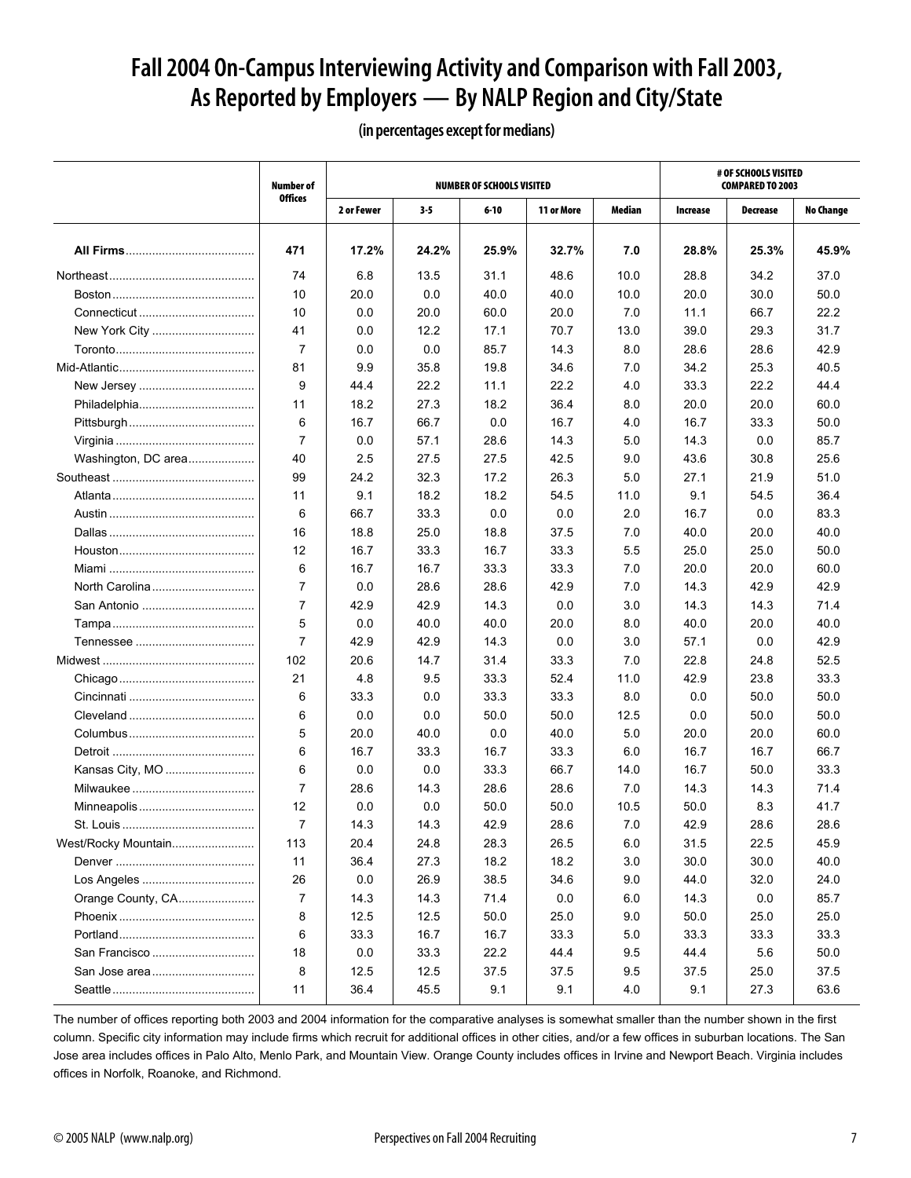# Fall 2004 On-Campus Interviewing Activity and Comparison with Fall 2003, As Reported by Employers — By NALP Region and City/State

**(in percentages except for medians)**

| | Number of Offices | NUMBER OF SCHOOLS VISITED | | | | | # OF SCHOOLS VISITED COMPARED TO 2003 | | |
|---|---|---|---|---|---|---|---|---|---|
| | | 2 or Fewer | 3-5 | 6-10 | 11 or More | Median | Increase | Decrease | No Change |
| **All Firms** | **471** | **17.2%** | **24.2%** | **25.9%** | **32.7%** | **7.0** | **28.8%** | **25.3%** | **45.9%** |
| Northeast | 74 | 6.8 | 13.5 | 31.1 | 48.6 | 10.0 | 28.8 | 34.2 | 37.0 |
| Boston | 10 | 20.0 | 0.0 | 40.0 | 40.0 | 10.0 | 20.0 | 30.0 | 50.0 |
| Connecticut | 10 | 0.0 | 20.0 | 60.0 | 20.0 | 7.0 | 11.1 | 66.7 | 22.2 |
| New York City | 41 | 0.0 | 12.2 | 17.1 | 70.7 | 13.0 | 39.0 | 29.3 | 31.7 |
| Toronto | 7 | 0.0 | 0.0 | 85.7 | 14.3 | 8.0 | 28.6 | 28.6 | 42.9 |
| Mid-Atlantic | 81 | 9.9 | 35.8 | 19.8 | 34.6 | 7.0 | 34.2 | 25.3 | 40.5 |
| New Jersey | 9 | 44.4 | 22.2 | 11.1 | 22.2 | 4.0 | 33.3 | 22.2 | 44.4 |
| Philadelphia | 11 | 18.2 | 27.3 | 18.2 | 36.4 | 8.0 | 20.0 | 20.0 | 60.0 |
| Pittsburgh | 6 | 16.7 | 66.7 | 0.0 | 16.7 | 4.0 | 16.7 | 33.3 | 50.0 |
| Virginia | 7 | 0.0 | 57.1 | 28.6 | 14.3 | 5.0 | 14.3 | 0.0 | 85.7 |
| Washington, DC area | 40 | 2.5 | 27.5 | 27.5 | 42.5 | 9.0 | 43.6 | 30.8 | 25.6 |
| Southeast | 99 | 24.2 | 32.3 | 17.2 | 26.3 | 5.0 | 27.1 | 21.9 | 51.0 |
| Atlanta | 11 | 9.1 | 18.2 | 18.2 | 54.5 | 11.0 | 9.1 | 54.5 | 36.4 |
| Austin | 6 | 66.7 | 33.3 | 0.0 | 0.0 | 2.0 | 16.7 | 0.0 | 83.3 |
| Dallas | 16 | 18.8 | 25.0 | 18.8 | 37.5 | 7.0 | 40.0 | 20.0 | 40.0 |
| Houston | 12 | 16.7 | 33.3 | 16.7 | 33.3 | 5.5 | 25.0 | 25.0 | 50.0 |
| Miami | 6 | 16.7 | 16.7 | 33.3 | 33.3 | 7.0 | 20.0 | 20.0 | 60.0 |
| North Carolina | 7 | 0.0 | 28.6 | 28.6 | 42.9 | 7.0 | 14.3 | 42.9 | 42.9 |
| San Antonio | 7 | 42.9 | 42.9 | 14.3 | 0.0 | 3.0 | 14.3 | 14.3 | 71.4 |
| Tampa | 5 | 0.0 | 40.0 | 40.0 | 20.0 | 8.0 | 40.0 | 20.0 | 40.0 |
| Tennessee | 7 | 42.9 | 42.9 | 14.3 | 0.0 | 3.0 | 57.1 | 0.0 | 42.9 |
| Midwest | 102 | 20.6 | 14.7 | 31.4 | 33.3 | 7.0 | 22.8 | 24.8 | 52.5 |
| Chicago | 21 | 4.8 | 9.5 | 33.3 | 52.4 | 11.0 | 42.9 | 23.8 | 33.3 |
| Cincinnati | 6 | 33.3 | 0.0 | 33.3 | 33.3 | 8.0 | 0.0 | 50.0 | 50.0 |
| Cleveland | 6 | 0.0 | 0.0 | 50.0 | 50.0 | 12.5 | 0.0 | 50.0 | 50.0 |
| Columbus | 5 | 20.0 | 40.0 | 0.0 | 40.0 | 5.0 | 20.0 | 20.0 | 60.0 |
| Detroit | 6 | 16.7 | 33.3 | 16.7 | 33.3 | 6.0 | 16.7 | 16.7 | 66.7 |
| Kansas City, MO | 6 | 0.0 | 0.0 | 33.3 | 66.7 | 14.0 | 16.7 | 50.0 | 33.3 |
| Milwaukee | 7 | 28.6 | 14.3 | 28.6 | 28.6 | 7.0 | 14.3 | 14.3 | 71.4 |
| Minneapolis | 12 | 0.0 | 0.0 | 50.0 | 50.0 | 10.5 | 50.0 | 8.3 | 41.7 |
| St. Louis | 7 | 14.3 | 14.3 | 42.9 | 28.6 | 7.0 | 42.9 | 28.6 | 28.6 |
| West/Rocky Mountain | 113 | 20.4 | 24.8 | 28.3 | 26.5 | 6.0 | 31.5 | 22.5 | 45.9 |
| Denver | 11 | 36.4 | 27.3 | 18.2 | 18.2 | 3.0 | 30.0 | 30.0 | 40.0 |
| Los Angeles | 26 | 0.0 | 26.9 | 38.5 | 34.6 | 9.0 | 44.0 | 32.0 | 24.0 |
| Orange County, CA | 7 | 14.3 | 14.3 | 71.4 | 0.0 | 6.0 | 14.3 | 0.0 | 85.7 |
| Phoenix | 8 | 12.5 | 12.5 | 50.0 | 25.0 | 9.0 | 50.0 | 25.0 | 25.0 |
| Portland | 6 | 33.3 | 16.7 | 16.7 | 33.3 | 5.0 | 33.3 | 33.3 | 33.3 |
| San Francisco | 18 | 0.0 | 33.3 | 22.2 | 44.4 | 9.5 | 44.4 | 5.6 | 50.0 |
| San Jose area | 8 | 12.5 | 12.5 | 37.5 | 37.5 | 9.5 | 37.5 | 25.0 | 37.5 |
| Seattle | 11 | 36.4 | 45.5 | 9.1 | 9.1 | 4.0 | 9.1 | 27.3 | 63.6 |

The number of offices reporting both 2003 and 2004 information for the comparative analyses is somewhat smaller than the number shown in the first column. Specific city information may include firms which recruit for additional offices in other cities, and/or a few offices in suburban locations. The San Jose area includes offices in Palo Alto, Menlo Park, and Mountain View. Orange County includes offices in Irvine and Newport Beach. Virginia includes offices in Norfolk, Roanoke, and Richmond.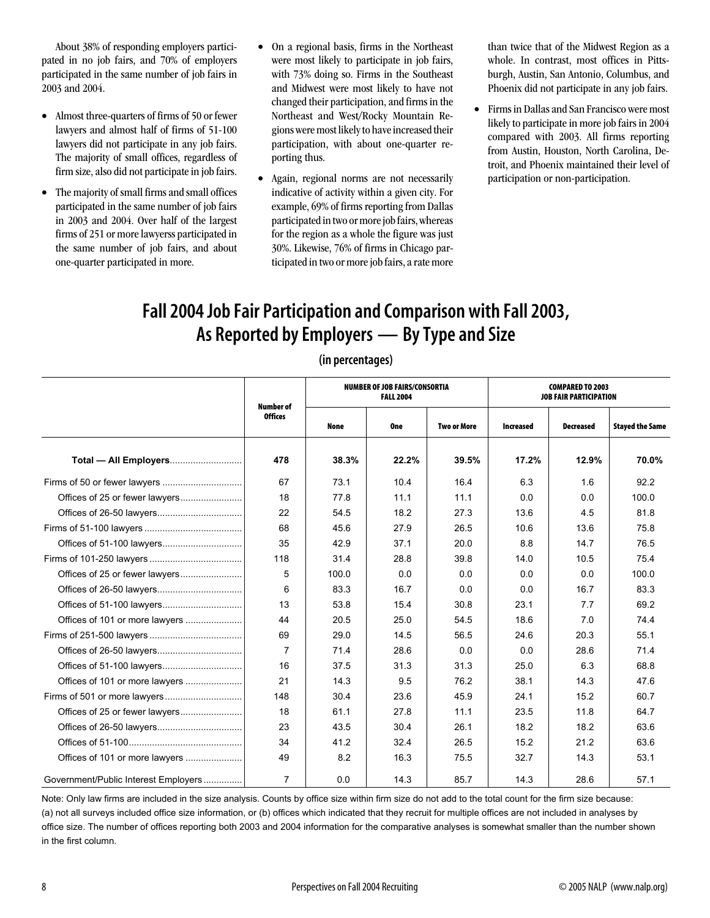About 38% of responding employers participated in no job fairs, and 70% of employers participated in the same number of job fairs in 2003 and 2004.

- Almost three-quarters of firms of 50 or fewer lawyers and almost half of firms of 51-100 lawyers did not participate in any job fairs. The majority of small offices, regardless of firm size, also did not participate in job fairs.
- The majority of small firms and small offices participated in the same number of job fairs in 2003 and 2004. Over half of the largest firms of 251 or more lawyerss participated in the same number of job fairs, and about one-quarter participated in more.
- On a regional basis, firms in the Northeast were most likely to participate in job fairs, with 73% doing so. Firms in the Southeast and Midwest were most likely to have not changed their participation, and firms in the Northeast and West/Rocky Mountain Regions were most likely to have increased their participation, with about one-quarter reporting thus.
- Again, regional norms are not necessarily indicative of activity within a given city. For example, 69% of firms reporting from Dallas participated in two or more job fairs, whereas for the region as a whole the figure was just 30%. Likewise, 76% of firms in Chicago participated in two or more job fairs, a rate more than twice that of the Midwest Region as a whole. In contrast, most offices in Pittsburgh, Austin, San Antonio, Columbus, and Phoenix did not participate in any job fairs.
- Firms in Dallas and San Francisco were most likely to participate in more job fairs in 2004 compared with 2003. All firms reporting from Austin, Houston, North Carolina, Detroit, and Phoenix maintained their level of participation or non-participation.

## Fall 2004 Job Fair Participation and Comparison with Fall 2003, As Reported by Employers — By Type and Size

**(in percentages)**

| | Number of Offices | NUMBER OF JOB FAIRS/CONSORTIA FALL 2004 | | | COMPARED TO 2003 JOB FAIR PARTICIPATION | | |
|---|---|---|---|---|---|---|---|
| | | None | One | Two or More | Increased | Decreased | Stayed the Same |
| **Total — All Employers** | **478** | **38.3%** | **22.2%** | **39.5%** | **17.2%** | **12.9%** | **70.0%** |
| Firms of 50 or fewer lawyers | 67 | 73.1 | 10.4 | 16.4 | 6.3 | 1.6 | 92.2 |
| Offices of 25 or fewer lawyers | 18 | 77.8 | 11.1 | 11.1 | 0.0 | 0.0 | 100.0 |
| Offices of 26-50 lawyers | 22 | 54.5 | 18.2 | 27.3 | 13.6 | 4.5 | 81.8 |
| Firms of 51-100 lawyers | 68 | 45.6 | 27.9 | 26.5 | 10.6 | 13.6 | 75.8 |
| Offices of 51-100 lawyers | 35 | 42.9 | 37.1 | 20.0 | 8.8 | 14.7 | 76.5 |
| Firms of 101-250 lawyers | 118 | 31.4 | 28.8 | 39.8 | 14.0 | 10.5 | 75.4 |
| Offices of 25 or fewer lawyers | 5 | 100.0 | 0.0 | 0.0 | 0.0 | 0.0 | 100.0 |
| Offices of 26-50 lawyers | 6 | 83.3 | 16.7 | 0.0 | 0.0 | 16.7 | 83.3 |
| Offices of 51-100 lawyers | 13 | 53.8 | 15.4 | 30.8 | 23.1 | 7.7 | 69.2 |
| Offices of 101 or more lawyers | 44 | 20.5 | 25.0 | 54.5 | 18.6 | 7.0 | 74.4 |
| Firms of 251-500 lawyers | 69 | 29.0 | 14.5 | 56.5 | 24.6 | 20.3 | 55.1 |
| Offices of 26-50 lawyers | 7 | 71.4 | 28.6 | 0.0 | 0.0 | 28.6 | 71.4 |
| Offices of 51-100 lawyers | 16 | 37.5 | 31.3 | 31.3 | 25.0 | 6.3 | 68.8 |
| Offices of 101 or more lawyers | 21 | 14.3 | 9.5 | 76.2 | 38.1 | 14.3 | 47.6 |
| Firms of 501 or more lawyers | 148 | 30.4 | 23.6 | 45.9 | 24.1 | 15.2 | 60.7 |
| Offices of 25 or fewer lawyers | 18 | 61.1 | 27.8 | 11.1 | 23.5 | 11.8 | 64.7 |
| Offices of 26-50 lawyers | 23 | 43.5 | 30.4 | 26.1 | 18.2 | 18.2 | 63.6 |
| Offices of 51-100 | 34 | 41.2 | 32.4 | 26.5 | 15.2 | 21.2 | 63.6 |
| Offices of 101 or more lawyers | 49 | 8.2 | 16.3 | 75.5 | 32.7 | 14.3 | 53.1 |
| Government/Public Interest Employers | 7 | 0.0 | 14.3 | 85.7 | 14.3 | 28.6 | 57.1 |

Note: Only law firms are included in the size analysis. Counts by office size within firm size do not add to the total count for the firm size because: (a) not all surveys included office size information, or (b) offices which indicated that they recruit for multiple offices are not included in analyses by office size. The number of offices reporting both 2003 and 2004 information for the comparative analyses is somewhat smaller than the number shown in the first column.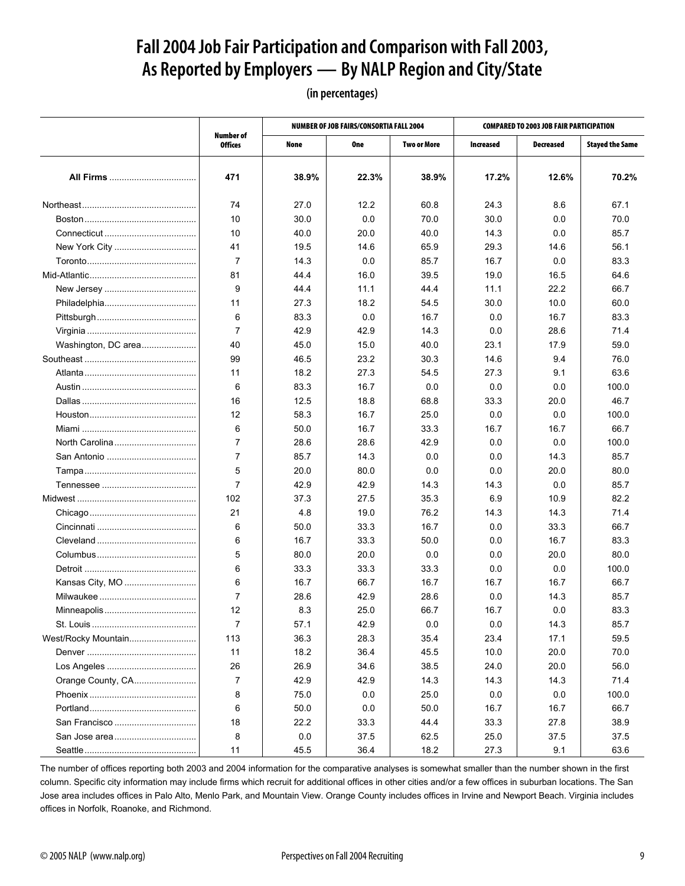# Fall 2004 Job Fair Participation and Comparison with Fall 2003, As Reported by Employers — By NALP Region and City/State

(in percentages)

| | Number of Offices | NUMBER OF JOB FAIRS/CONSORTIA FALL 2004 | | | COMPARED TO 2003 JOB FAIR PARTICIPATION | | |
|---|---|---|---|---|---|---|---|
| | | None | One | Two or More | Increased | Decreased | Stayed the Same |
| **All Firms** | **471** | **38.9%** | **22.3%** | **38.9%** | **17.2%** | **12.6%** | **70.2%** |
| Northeast | 74 | 27.0 | 12.2 | 60.8 | 24.3 | 8.6 | 67.1 |
| Boston | 10 | 30.0 | 0.0 | 70.0 | 30.0 | 0.0 | 70.0 |
| Connecticut | 10 | 40.0 | 20.0 | 40.0 | 14.3 | 0.0 | 85.7 |
| New York City | 41 | 19.5 | 14.6 | 65.9 | 29.3 | 14.6 | 56.1 |
| Toronto | 7 | 14.3 | 0.0 | 85.7 | 16.7 | 0.0 | 83.3 |
| Mid-Atlantic | 81 | 44.4 | 16.0 | 39.5 | 19.0 | 16.5 | 64.6 |
| New Jersey | 9 | 44.4 | 11.1 | 44.4 | 11.1 | 22.2 | 66.7 |
| Philadelphia | 11 | 27.3 | 18.2 | 54.5 | 30.0 | 10.0 | 60.0 |
| Pittsburgh | 6 | 83.3 | 0.0 | 16.7 | 0.0 | 16.7 | 83.3 |
| Virginia | 7 | 42.9 | 42.9 | 14.3 | 0.0 | 28.6 | 71.4 |
| Washington, DC area | 40 | 45.0 | 15.0 | 40.0 | 23.1 | 17.9 | 59.0 |
| Southeast | 99 | 46.5 | 23.2 | 30.3 | 14.6 | 9.4 | 76.0 |
| Atlanta | 11 | 18.2 | 27.3 | 54.5 | 27.3 | 9.1 | 63.6 |
| Austin | 6 | 83.3 | 16.7 | 0.0 | 0.0 | 0.0 | 100.0 |
| Dallas | 16 | 12.5 | 18.8 | 68.8 | 33.3 | 20.0 | 46.7 |
| Houston | 12 | 58.3 | 16.7 | 25.0 | 0.0 | 0.0 | 100.0 |
| Miami | 6 | 50.0 | 16.7 | 33.3 | 16.7 | 16.7 | 66.7 |
| North Carolina | 7 | 28.6 | 28.6 | 42.9 | 0.0 | 0.0 | 100.0 |
| San Antonio | 7 | 85.7 | 14.3 | 0.0 | 0.0 | 14.3 | 85.7 |
| Tampa | 5 | 20.0 | 80.0 | 0.0 | 0.0 | 20.0 | 80.0 |
| Tennessee | 7 | 42.9 | 42.9 | 14.3 | 14.3 | 0.0 | 85.7 |
| Midwest | 102 | 37.3 | 27.5 | 35.3 | 6.9 | 10.9 | 82.2 |
| Chicago | 21 | 4.8 | 19.0 | 76.2 | 14.3 | 14.3 | 71.4 |
| Cincinnati | 6 | 50.0 | 33.3 | 16.7 | 0.0 | 33.3 | 66.7 |
| Cleveland | 6 | 16.7 | 33.3 | 50.0 | 0.0 | 16.7 | 83.3 |
| Columbus | 5 | 80.0 | 20.0 | 0.0 | 0.0 | 20.0 | 80.0 |
| Detroit | 6 | 33.3 | 33.3 | 33.3 | 0.0 | 0.0 | 100.0 |
| Kansas City, MO | 6 | 16.7 | 66.7 | 16.7 | 16.7 | 16.7 | 66.7 |
| Milwaukee | 7 | 28.6 | 42.9 | 28.6 | 0.0 | 14.3 | 85.7 |
| Minneapolis | 12 | 8.3 | 25.0 | 66.7 | 16.7 | 0.0 | 83.3 |
| St. Louis | 7 | 57.1 | 42.9 | 0.0 | 0.0 | 14.3 | 85.7 |
| West/Rocky Mountain | 113 | 36.3 | 28.3 | 35.4 | 23.4 | 17.1 | 59.5 |
| Denver | 11 | 18.2 | 36.4 | 45.5 | 10.0 | 20.0 | 70.0 |
| Los Angeles | 26 | 26.9 | 34.6 | 38.5 | 24.0 | 20.0 | 56.0 |
| Orange County, CA | 7 | 42.9 | 42.9 | 14.3 | 14.3 | 14.3 | 71.4 |
| Phoenix | 8 | 75.0 | 0.0 | 25.0 | 0.0 | 0.0 | 100.0 |
| Portland | 6 | 50.0 | 0.0 | 50.0 | 16.7 | 16.7 | 66.7 |
| San Francisco | 18 | 22.2 | 33.3 | 44.4 | 33.3 | 27.8 | 38.9 |
| San Jose area | 8 | 0.0 | 37.5 | 62.5 | 25.0 | 37.5 | 37.5 |
| Seattle | 11 | 45.5 | 36.4 | 18.2 | 27.3 | 9.1 | 63.6 |

The number of offices reporting both 2003 and 2004 information for the comparative analyses is somewhat smaller than the number shown in the first column. Specific city information may include firms which recruit for additional offices in other cities and/or a few offices in suburban locations. The San Jose area includes offices in Palo Alto, Menlo Park, and Mountain View. Orange County includes offices in Irvine and Newport Beach. Virginia includes offices in Norfolk, Roanoke, and Richmond.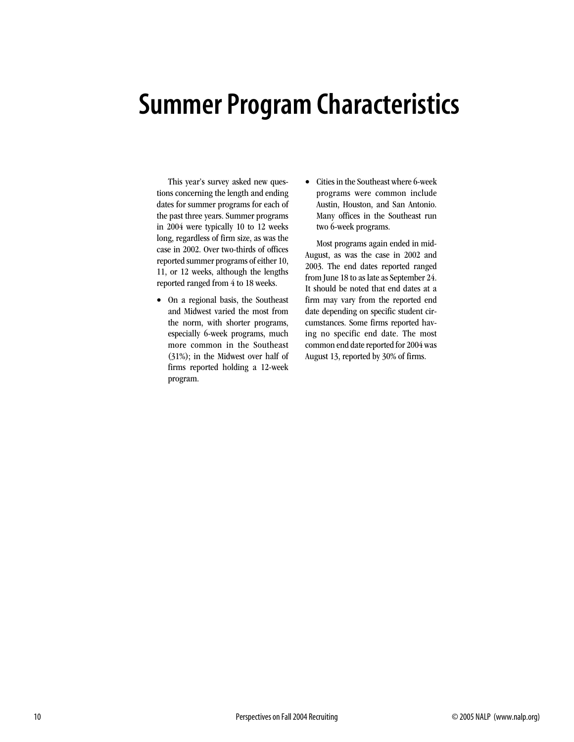# Summer Program Characteristics

This year's survey asked new questions concerning the length and ending dates for summer programs for each of the past three years. Summer programs in 2004 were typically 10 to 12 weeks long, regardless of firm size, as was the case in 2002. Over two-thirds of offices reported summer programs of either 10, 11, or 12 weeks, although the lengths reported ranged from 4 to 18 weeks.

- On a regional basis, the Southeast and Midwest varied the most from the norm, with shorter programs, especially 6-week programs, much more common in the Southeast (31%); in the Midwest over half of firms reported holding a 12-week program.
- Cities in the Southeast where 6-week programs were common include Austin, Houston, and San Antonio. Many offices in the Southeast run two 6-week programs.

Most programs again ended in mid-August, as was the case in 2002 and 2003. The end dates reported ranged from June 18 to as late as September 24. It should be noted that end dates at a firm may vary from the reported end date depending on specific student circumstances. Some firms reported having no specific end date. The most common end date reported for 2004 was August 13, reported by 30% of firms.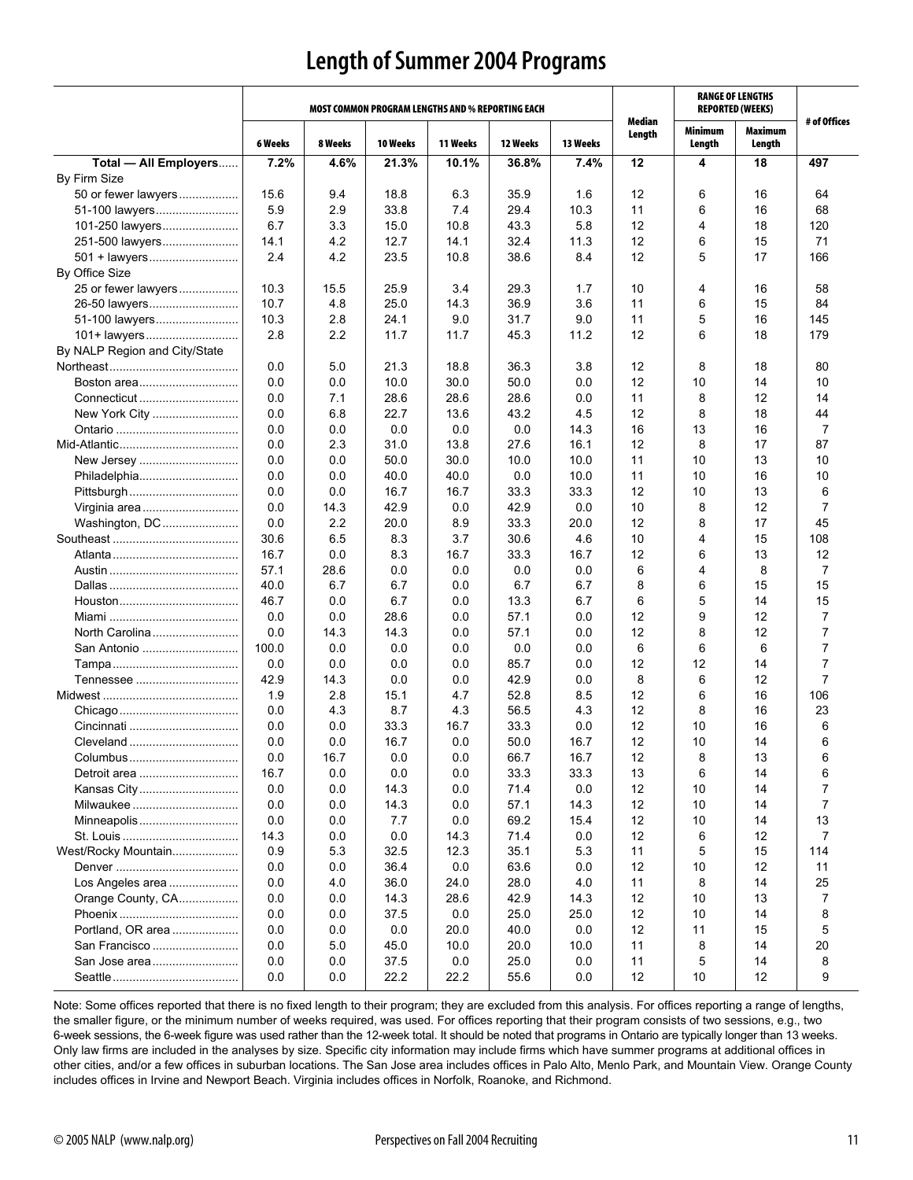# Length of Summer 2004 Programs

| | MOST COMMON PROGRAM LENGTHS AND % REPORTING EACH | | | | | | Median Length | RANGE OF LENGTHS REPORTED (WEEKS) | | # of Offices |
|---|---|---|---|---|---|---|---|---|---|---|
| | 6 Weeks | 8 Weeks | 10 Weeks | 11 Weeks | 12 Weeks | 13 Weeks | | Minimum Length | Maximum Length | |
| **Total — All Employers** | **7.2%** | **4.6%** | **21.3%** | **10.1%** | **36.8%** | **7.4%** | **12** | **4** | **18** | **497** |
| By Firm Size | | | | | | | | | | |
| 50 or fewer lawyers | 15.6 | 9.4 | 18.8 | 6.3 | 35.9 | 1.6 | 12 | 6 | 16 | 64 |
| 51-100 lawyers | 5.9 | 2.9 | 33.8 | 7.4 | 29.4 | 10.3 | 11 | 6 | 16 | 68 |
| 101-250 lawyers | 6.7 | 3.3 | 15.0 | 10.8 | 43.3 | 5.8 | 12 | 4 | 18 | 120 |
| 251-500 lawyers | 14.1 | 4.2 | 12.7 | 14.1 | 32.4 | 11.3 | 12 | 6 | 15 | 71 |
| 501 + lawyers | 2.4 | 4.2 | 23.5 | 10.8 | 38.6 | 8.4 | 12 | 5 | 17 | 166 |
| By Office Size | | | | | | | | | | |
| 25 or fewer lawyers | 10.3 | 15.5 | 25.9 | 3.4 | 29.3 | 1.7 | 10 | 4 | 16 | 58 |
| 26-50 lawyers | 10.7 | 4.8 | 25.0 | 14.3 | 36.9 | 3.6 | 11 | 6 | 15 | 84 |
| 51-100 lawyers | 10.3 | 2.8 | 24.1 | 9.0 | 31.7 | 9.0 | 11 | 5 | 16 | 145 |
| 101+ lawyers | 2.8 | 2.2 | 11.7 | 11.7 | 45.3 | 11.2 | 12 | 6 | 18 | 179 |
| By NALP Region and City/State | | | | | | | | | | |
| Northeast | 0.0 | 5.0 | 21.3 | 18.8 | 36.3 | 3.8 | 12 | 8 | 18 | 80 |
| Boston area | 0.0 | 0.0 | 10.0 | 30.0 | 50.0 | 0.0 | 12 | 10 | 14 | 10 |
| Connecticut | 0.0 | 7.1 | 28.6 | 28.6 | 28.6 | 0.0 | 11 | 8 | 12 | 14 |
| New York City | 0.0 | 6.8 | 22.7 | 13.6 | 43.2 | 4.5 | 12 | 8 | 18 | 44 |
| Ontario | 0.0 | 0.0 | 0.0 | 0.0 | 0.0 | 14.3 | 16 | 13 | 16 | 7 |
| Mid-Atlantic | 0.0 | 2.3 | 31.0 | 13.8 | 27.6 | 16.1 | 12 | 8 | 17 | 87 |
| New Jersey | 0.0 | 0.0 | 50.0 | 30.0 | 10.0 | 10.0 | 11 | 10 | 13 | 10 |
| Philadelphia | 0.0 | 0.0 | 40.0 | 40.0 | 0.0 | 10.0 | 11 | 10 | 16 | 10 |
| Pittsburgh | 0.0 | 0.0 | 16.7 | 16.7 | 33.3 | 33.3 | 12 | 10 | 13 | 6 |
| Virginia area | 0.0 | 14.3 | 42.9 | 0.0 | 42.9 | 0.0 | 10 | 8 | 12 | 7 |
| Washington, DC | 0.0 | 2.2 | 20.0 | 8.9 | 33.3 | 20.0 | 12 | 8 | 17 | 45 |
| Southeast | 30.6 | 6.5 | 8.3 | 3.7 | 30.6 | 4.6 | 10 | 4 | 15 | 108 |
| Atlanta | 16.7 | 0.0 | 8.3 | 16.7 | 33.3 | 16.7 | 12 | 6 | 13 | 12 |
| Austin | 57.1 | 28.6 | 0.0 | 0.0 | 0.0 | 0.0 | 6 | 4 | 8 | 7 |
| Dallas | 40.0 | 6.7 | 6.7 | 0.0 | 6.7 | 6.7 | 8 | 6 | 15 | 15 |
| Houston | 46.7 | 0.0 | 6.7 | 0.0 | 13.3 | 6.7 | 6 | 5 | 14 | 15 |
| Miami | 0.0 | 0.0 | 28.6 | 0.0 | 57.1 | 0.0 | 12 | 9 | 12 | 7 |
| North Carolina | 0.0 | 14.3 | 14.3 | 0.0 | 57.1 | 0.0 | 12 | 8 | 12 | 7 |
| San Antonio | 100.0 | 0.0 | 0.0 | 0.0 | 0.0 | 0.0 | 6 | 6 | 6 | 7 |
| Tampa | 0.0 | 0.0 | 0.0 | 0.0 | 85.7 | 0.0 | 12 | 12 | 14 | 7 |
| Tennessee | 42.9 | 14.3 | 0.0 | 0.0 | 42.9 | 0.0 | 8 | 6 | 12 | 7 |
| Midwest | 1.9 | 2.8 | 15.1 | 4.7 | 52.8 | 8.5 | 12 | 6 | 16 | 106 |
| Chicago | 0.0 | 4.3 | 8.7 | 4.3 | 56.5 | 4.3 | 12 | 8 | 16 | 23 |
| Cincinnati | 0.0 | 0.0 | 33.3 | 16.7 | 33.3 | 0.0 | 12 | 10 | 16 | 6 |
| Cleveland | 0.0 | 0.0 | 16.7 | 0.0 | 50.0 | 16.7 | 12 | 10 | 14 | 6 |
| Columbus | 0.0 | 16.7 | 0.0 | 0.0 | 66.7 | 16.7 | 12 | 8 | 13 | 6 |
| Detroit area | 16.7 | 0.0 | 0.0 | 0.0 | 33.3 | 33.3 | 13 | 6 | 14 | 6 |
| Kansas City | 0.0 | 0.0 | 14.3 | 0.0 | 71.4 | 0.0 | 12 | 10 | 14 | 7 |
| Milwaukee | 0.0 | 0.0 | 14.3 | 0.0 | 57.1 | 14.3 | 12 | 10 | 14 | 7 |
| Minneapolis | 0.0 | 0.0 | 7.7 | 0.0 | 69.2 | 15.4 | 12 | 10 | 14 | 13 |
| St. Louis | 14.3 | 0.0 | 0.0 | 14.3 | 71.4 | 0.0 | 12 | 6 | 12 | 7 |
| West/Rocky Mountain | 0.9 | 5.3 | 32.5 | 12.3 | 35.1 | 5.3 | 11 | 5 | 15 | 114 |
| Denver | 0.0 | 0.0 | 36.4 | 0.0 | 63.6 | 0.0 | 12 | 10 | 12 | 11 |
| Los Angeles area | 0.0 | 4.0 | 36.0 | 24.0 | 28.0 | 4.0 | 11 | 8 | 14 | 25 |
| Orange County, CA | 0.0 | 0.0 | 14.3 | 28.6 | 42.9 | 14.3 | 12 | 10 | 13 | 7 |
| Phoenix | 0.0 | 0.0 | 37.5 | 0.0 | 25.0 | 25.0 | 12 | 10 | 14 | 8 |
| Portland, OR area | 0.0 | 0.0 | 0.0 | 20.0 | 40.0 | 0.0 | 12 | 11 | 15 | 5 |
| San Francisco | 0.0 | 5.0 | 45.0 | 10.0 | 20.0 | 10.0 | 11 | 8 | 14 | 20 |
| San Jose area | 0.0 | 0.0 | 37.5 | 0.0 | 25.0 | 0.0 | 11 | 5 | 14 | 8 |
| Seattle | 0.0 | 0.0 | 22.2 | 22.2 | 55.6 | 0.0 | 12 | 10 | 12 | 9 |

Note: Some offices reported that there is no fixed length to their program; they are excluded from this analysis. For offices reporting a range of lengths, the smaller figure, or the minimum number of weeks required, was used. For offices reporting that their program consists of two sessions, e.g., two 6-week sessions, the 6-week figure was used rather than the 12-week total. It should be noted that programs in Ontario are typically longer than 13 weeks. Only law firms are included in the analyses by size. Specific city information may include firms which have summer programs at additional offices in other cities, and/or a few offices in suburban locations. The San Jose area includes offices in Palo Alto, Menlo Park, and Mountain View. Orange County includes offices in Irvine and Newport Beach. Virginia includes offices in Norfolk, Roanoke, and Richmond.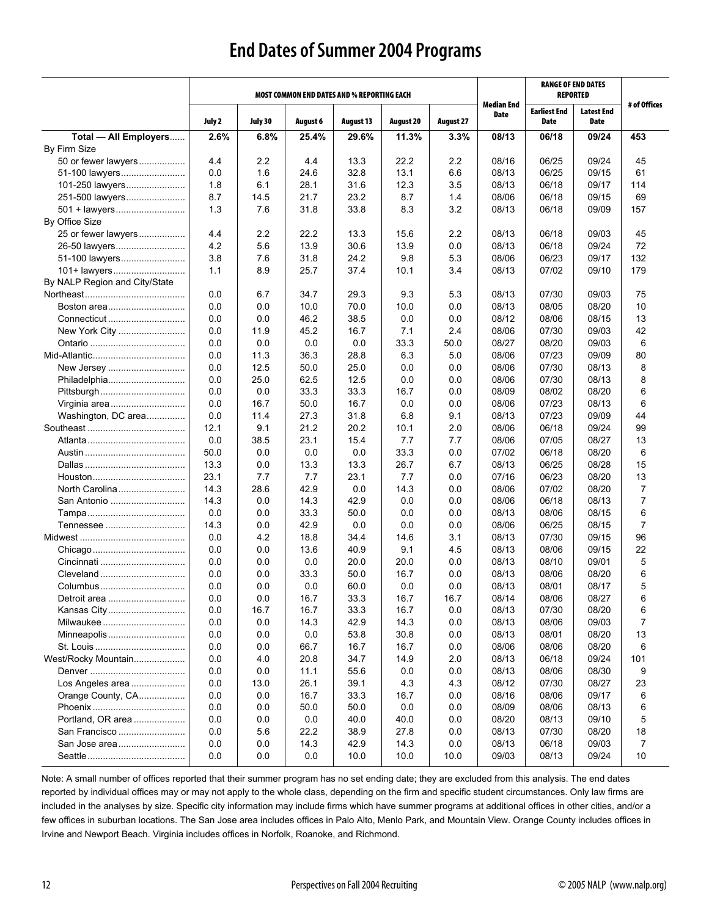# End Dates of Summer 2004 Programs

| | Most Common End Dates and % Reporting Each | | | | | | Median End Date | Range of End Dates Reported | | # of Offices |
|---|---|---|---|---|---|---|---|---|---|---|
| | July 2 | July 30 | August 6 | August 13 | August 20 | August 27 | | Earliest End Date | Latest End Date | |
| **Total — All Employers** | **2.6%** | **6.8%** | **25.4%** | **29.6%** | **11.3%** | **3.3%** | **08/13** | **06/18** | **09/24** | **453** |
| By Firm Size | | | | | | | | | | |
| 50 or fewer lawyers | 4.4 | 2.2 | 4.4 | 13.3 | 22.2 | 2.2 | 08/16 | 06/25 | 09/24 | 45 |
| 51-100 lawyers | 0.0 | 1.6 | 24.6 | 32.8 | 13.1 | 6.6 | 08/13 | 06/25 | 09/15 | 61 |
| 101-250 lawyers | 1.8 | 6.1 | 28.1 | 31.6 | 12.3 | 3.5 | 08/13 | 06/18 | 09/17 | 114 |
| 251-500 lawyers | 8.7 | 14.5 | 21.7 | 23.2 | 8.7 | 1.4 | 08/06 | 06/18 | 09/15 | 69 |
| 501 + lawyers | 1.3 | 7.6 | 31.8 | 33.8 | 8.3 | 3.2 | 08/13 | 06/18 | 09/09 | 157 |
| By Office Size | | | | | | | | | | |
| 25 or fewer lawyers | 4.4 | 2.2 | 22.2 | 13.3 | 15.6 | 2.2 | 08/13 | 06/18 | 09/03 | 45 |
| 26-50 lawyers | 4.2 | 5.6 | 13.9 | 30.6 | 13.9 | 0.0 | 08/13 | 06/18 | 09/24 | 72 |
| 51-100 lawyers | 3.8 | 7.6 | 31.8 | 24.2 | 9.8 | 5.3 | 08/06 | 06/23 | 09/17 | 132 |
| 101+ lawyers | 1.1 | 8.9 | 25.7 | 37.4 | 10.1 | 3.4 | 08/13 | 07/02 | 09/10 | 179 |
| By NALP Region and City/State | | | | | | | | | | |
| Northeast | 0.0 | 6.7 | 34.7 | 29.3 | 9.3 | 5.3 | 08/13 | 07/30 | 09/03 | 75 |
| Boston area | 0.0 | 0.0 | 10.0 | 70.0 | 10.0 | 0.0 | 08/13 | 08/05 | 08/20 | 10 |
| Connecticut | 0.0 | 0.0 | 46.2 | 38.5 | 0.0 | 0.0 | 08/12 | 08/06 | 08/15 | 13 |
| New York City | 0.0 | 11.9 | 45.2 | 16.7 | 7.1 | 2.4 | 08/06 | 07/30 | 09/03 | 42 |
| Ontario | 0.0 | 0.0 | 0.0 | 0.0 | 33.3 | 50.0 | 08/27 | 08/20 | 09/03 | 6 |
| Mid-Atlantic | 0.0 | 11.3 | 36.3 | 28.8 | 6.3 | 5.0 | 08/06 | 07/23 | 09/09 | 80 |
| New Jersey | 0.0 | 12.5 | 50.0 | 25.0 | 0.0 | 0.0 | 08/06 | 07/30 | 08/13 | 8 |
| Philadelphia | 0.0 | 25.0 | 62.5 | 12.5 | 0.0 | 0.0 | 08/06 | 07/30 | 08/13 | 8 |
| Pittsburgh | 0.0 | 0.0 | 33.3 | 33.3 | 16.7 | 0.0 | 08/09 | 08/02 | 08/20 | 6 |
| Virginia area | 0.0 | 16.7 | 50.0 | 16.7 | 0.0 | 0.0 | 08/06 | 07/23 | 08/13 | 6 |
| Washington, DC area | 0.0 | 11.4 | 27.3 | 31.8 | 6.8 | 9.1 | 08/13 | 07/23 | 09/09 | 44 |
| Southeast | 12.1 | 9.1 | 21.2 | 20.2 | 10.1 | 2.0 | 08/06 | 06/18 | 09/24 | 99 |
| Atlanta | 0.0 | 38.5 | 23.1 | 15.4 | 7.7 | 7.7 | 08/06 | 07/05 | 08/27 | 13 |
| Austin | 50.0 | 0.0 | 0.0 | 0.0 | 33.3 | 0.0 | 07/02 | 06/18 | 08/20 | 6 |
| Dallas | 13.3 | 0.0 | 13.3 | 13.3 | 26.7 | 6.7 | 08/13 | 06/25 | 08/28 | 15 |
| Houston | 23.1 | 7.7 | 7.7 | 23.1 | 7.7 | 0.0 | 07/16 | 06/23 | 08/20 | 13 |
| North Carolina | 14.3 | 28.6 | 42.9 | 0.0 | 14.3 | 0.0 | 08/06 | 07/02 | 08/20 | 7 |
| San Antonio | 14.3 | 0.0 | 14.3 | 42.9 | 0.0 | 0.0 | 08/06 | 06/18 | 08/13 | 7 |
| Tampa | 0.0 | 0.0 | 33.3 | 50.0 | 0.0 | 0.0 | 08/13 | 08/06 | 08/15 | 6 |
| Tennessee | 14.3 | 0.0 | 42.9 | 0.0 | 0.0 | 0.0 | 08/06 | 06/25 | 08/15 | 7 |
| Midwest | 0.0 | 4.2 | 18.8 | 34.4 | 14.6 | 3.1 | 08/13 | 07/30 | 09/15 | 96 |
| Chicago | 0.0 | 0.0 | 13.6 | 40.9 | 9.1 | 4.5 | 08/13 | 08/06 | 09/15 | 22 |
| Cincinnati | 0.0 | 0.0 | 0.0 | 20.0 | 20.0 | 0.0 | 08/13 | 08/10 | 09/01 | 5 |
| Cleveland | 0.0 | 0.0 | 33.3 | 50.0 | 16.7 | 0.0 | 08/13 | 08/06 | 08/20 | 6 |
| Columbus | 0.0 | 0.0 | 0.0 | 60.0 | 0.0 | 0.0 | 08/13 | 08/01 | 08/17 | 5 |
| Detroit area | 0.0 | 0.0 | 16.7 | 33.3 | 16.7 | 16.7 | 08/14 | 08/06 | 08/27 | 6 |
| Kansas City | 0.0 | 16.7 | 16.7 | 33.3 | 16.7 | 0.0 | 08/13 | 07/30 | 08/20 | 6 |
| Milwaukee | 0.0 | 0.0 | 14.3 | 42.9 | 14.3 | 0.0 | 08/13 | 08/06 | 09/03 | 7 |
| Minneapolis | 0.0 | 0.0 | 0.0 | 53.8 | 30.8 | 0.0 | 08/13 | 08/01 | 08/20 | 13 |
| St. Louis | 0.0 | 0.0 | 66.7 | 16.7 | 16.7 | 0.0 | 08/06 | 08/06 | 08/20 | 6 |
| West/Rocky Mountain | 0.0 | 4.0 | 20.8 | 34.7 | 14.9 | 2.0 | 08/13 | 06/18 | 09/24 | 101 |
| Denver | 0.0 | 0.0 | 11.1 | 55.6 | 0.0 | 0.0 | 08/13 | 08/06 | 08/30 | 9 |
| Los Angeles area | 0.0 | 13.0 | 26.1 | 39.1 | 4.3 | 4.3 | 08/12 | 07/30 | 08/27 | 23 |
| Orange County, CA | 0.0 | 0.0 | 16.7 | 33.3 | 16.7 | 0.0 | 08/16 | 08/06 | 09/17 | 6 |
| Phoenix | 0.0 | 0.0 | 50.0 | 50.0 | 0.0 | 0.0 | 08/09 | 08/06 | 08/13 | 6 |
| Portland, OR area | 0.0 | 0.0 | 0.0 | 40.0 | 40.0 | 0.0 | 08/20 | 08/13 | 09/10 | 5 |
| San Francisco | 0.0 | 5.6 | 22.2 | 38.9 | 27.8 | 0.0 | 08/13 | 07/30 | 08/20 | 18 |
| San Jose area | 0.0 | 0.0 | 14.3 | 42.9 | 14.3 | 0.0 | 08/13 | 06/18 | 09/03 | 7 |
| Seattle | 0.0 | 0.0 | 0.0 | 10.0 | 10.0 | 10.0 | 09/03 | 08/13 | 09/24 | 10 |

Note: A small number of offices reported that their summer program has no set ending date; they are excluded from this analysis. The end dates reported by individual offices may or may not apply to the whole class, depending on the firm and specific student circumstances. Only law firms are included in the analyses by size. Specific city information may include firms which have summer programs at additional offices in other cities, and/or a few offices in suburban locations. The San Jose area includes offices in Palo Alto, Menlo Park, and Mountain View. Orange County includes offices in Irvine and Newport Beach. Virginia includes offices in Norfolk, Roanoke, and Richmond.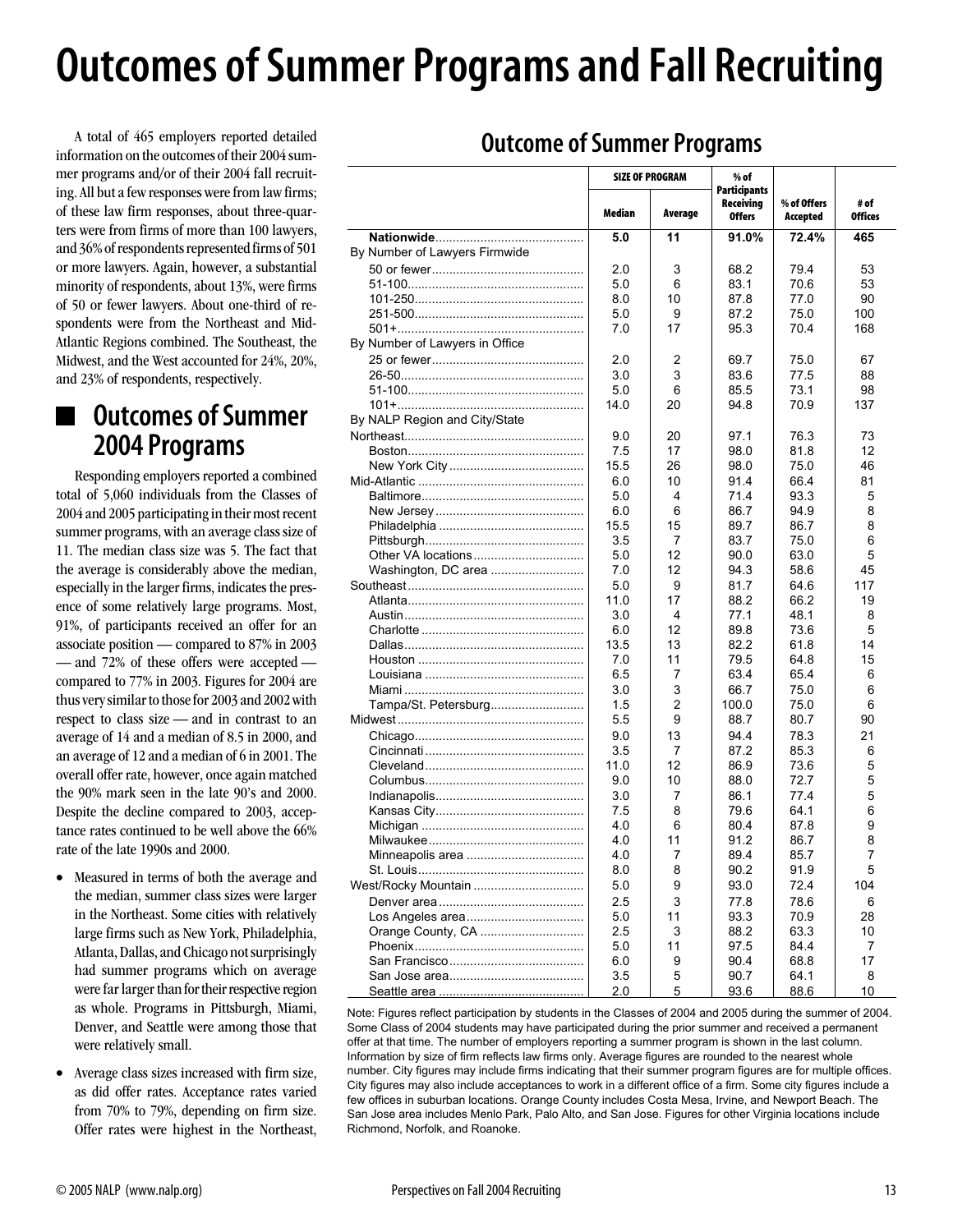# Outcomes of Summer Programs and Fall Recruiting

A total of 465 employers reported detailed information on the outcomes of their 2004 summer programs and/or of their 2004 fall recruiting. All but a few responses were from law firms; of these law firm responses, about three-quarters were from firms of more than 100 lawyers, and 36% of respondents represented firms of 501 or more lawyers. Again, however, a substantial minority of respondents, about 13%, were firms of 50 or fewer lawyers. About one-third of respondents were from the Northeast and Mid-Atlantic Regions combined. The Southeast, the Midwest, and the West accounted for 24%, 20%, and 23% of respondents, respectively.

## Outcomes of Summer 2004 Programs

Responding employers reported a combined total of 5,060 individuals from the Classes of 2004 and 2005 participating in their most recent summer programs, with an average class size of 11. The median class size was 5. The fact that the average is considerably above the median, especially in the larger firms, indicates the presence of some relatively large programs. Most, 91%, of participants received an offer for an associate position — compared to 87% in 2003 — and 72% of these offers were accepted — compared to 77% in 2003. Figures for 2004 are thus very similar to those for 2003 and 2002 with respect to class size — and in contrast to an average of 14 and a median of 8.5 in 2000, and an average of 12 and a median of 6 in 2001. The overall offer rate, however, once again matched the 90% mark seen in the late 90's and 2000. Despite the decline compared to 2003, acceptance rates continued to be well above the 66% rate of the late 1990s and 2000.

- Measured in terms of both the average and the median, summer class sizes were larger in the Northeast. Some cities with relatively large firms such as New York, Philadelphia, Atlanta, Dallas, and Chicago not surprisingly had summer programs which on average were far larger than for their respective region as whole. Programs in Pittsburgh, Miami, Denver, and Seattle were among those that were relatively small.
- Average class sizes increased with firm size, as did offer rates. Acceptance rates varied from 70% to 79%, depending on firm size. Offer rates were highest in the Northeast,

## Outcome of Summer Programs

| | Size of Program | | % of Participants Receiving Offers | % of Offers Accepted | # of Offices |
|---|---|---|---|---|---|
| | Median | Average | | | |
| **Nationwide** | **5.0** | **11** | **91.0%** | **72.4%** | **465** |
| By Number of Lawyers Firmwide | | | | | |
| 50 or fewer | 2.0 | 3 | 68.2 | 79.4 | 53 |
| 51-100 | 5.0 | 6 | 83.1 | 70.6 | 53 |
| 101-250 | 8.0 | 10 | 87.8 | 77.0 | 90 |
| 251-500 | 5.0 | 9 | 87.2 | 75.0 | 100 |
| 501+ | 7.0 | 17 | 95.3 | 70.4 | 168 |
| By Number of Lawyers in Office | | | | | |
| 25 or fewer | 2.0 | 2 | 69.7 | 75.0 | 67 |
| 26-50 | 3.0 | 3 | 83.6 | 77.5 | 88 |
| 51-100 | 5.0 | 6 | 85.5 | 73.1 | 98 |
| 101+ | 14.0 | 20 | 94.8 | 70.9 | 137 |
| By NALP Region and City/State | | | | | |
| Northeast | 9.0 | 20 | 97.1 | 76.3 | 73 |
| Boston | 7.5 | 17 | 98.0 | 81.8 | 12 |
| New York City | 15.5 | 26 | 98.0 | 75.0 | 46 |
| Mid-Atlantic | 6.0 | 10 | 91.4 | 66.4 | 81 |
| Baltimore | 5.0 | 4 | 71.4 | 93.3 | 5 |
| New Jersey | 6.0 | 6 | 86.7 | 94.9 | 8 |
| Philadelphia | 15.5 | 15 | 89.7 | 86.7 | 8 |
| Pittsburgh | 3.5 | 7 | 83.7 | 75.0 | 6 |
| Other VA locations | 5.0 | 12 | 90.0 | 63.0 | 5 |
| Washington, DC area | 7.0 | 12 | 94.3 | 58.6 | 45 |
| Southeast | 5.0 | 9 | 81.7 | 64.6 | 117 |
| Atlanta | 11.0 | 17 | 88.2 | 66.2 | 19 |
| Austin | 3.0 | 4 | 77.1 | 48.1 | 8 |
| Charlotte | 6.0 | 12 | 89.8 | 73.6 | 5 |
| Dallas | 13.5 | 13 | 82.2 | 61.8 | 14 |
| Houston | 7.0 | 11 | 79.5 | 64.8 | 15 |
| Louisiana | 6.5 | 7 | 63.4 | 65.4 | 6 |
| Miami | 3.0 | 3 | 66.7 | 75.0 | 6 |
| Tampa/St. Petersburg | 1.5 | 2 | 100.0 | 75.0 | 6 |
| Midwest | 5.5 | 9 | 88.7 | 80.7 | 90 |
| Chicago | 9.0 | 13 | 94.4 | 78.3 | 21 |
| Cincinnati | 3.5 | 7 | 87.2 | 85.3 | 6 |
| Cleveland | 11.0 | 12 | 86.9 | 73.6 | 5 |
| Columbus | 9.0 | 10 | 88.0 | 72.7 | 5 |
| Indianapolis | 3.0 | 7 | 86.1 | 77.4 | 5 |
| Kansas City | 7.5 | 8 | 79.6 | 64.1 | 6 |
| Michigan | 4.0 | 6 | 80.4 | 87.8 | 9 |
| Milwaukee | 4.0 | 11 | 91.2 | 86.7 | 8 |
| Minneapolis area | 4.0 | 7 | 89.4 | 85.7 | 7 |
| St. Louis | 8.0 | 8 | 90.2 | 91.9 | 5 |
| West/Rocky Mountain | 5.0 | 9 | 93.0 | 72.4 | 104 |
| Denver area | 2.5 | 3 | 77.8 | 78.6 | 6 |
| Los Angeles area | 5.0 | 11 | 93.3 | 70.9 | 28 |
| Orange County, CA | 2.5 | 3 | 88.2 | 63.3 | 10 |
| Phoenix | 5.0 | 11 | 97.5 | 84.4 | 7 |
| San Francisco | 6.0 | 9 | 90.4 | 68.8 | 17 |
| San Jose area | 3.5 | 5 | 90.7 | 64.1 | 8 |
| Seattle area | 2.0 | 5 | 93.6 | 88.6 | 10 |

Note: Figures reflect participation by students in the Classes of 2004 and 2005 during the summer of 2004. Some Class of 2004 students may have participated during the prior summer and received a permanent offer at that time. The number of employers reporting a summer program is shown in the last column. Information by size of firm reflects law firms only. Average figures are rounded to the nearest whole number. City figures may include firms indicating that their summer program figures are for multiple offices. City figures may also include acceptances to work in a different office of a firm. Some city figures include a few offices in suburban locations. Orange County includes Costa Mesa, Irvine, and Newport Beach. The San Jose area includes Menlo Park, Palo Alto, and San Jose. Figures for other Virginia locations include Richmond, Norfolk, and Roanoke.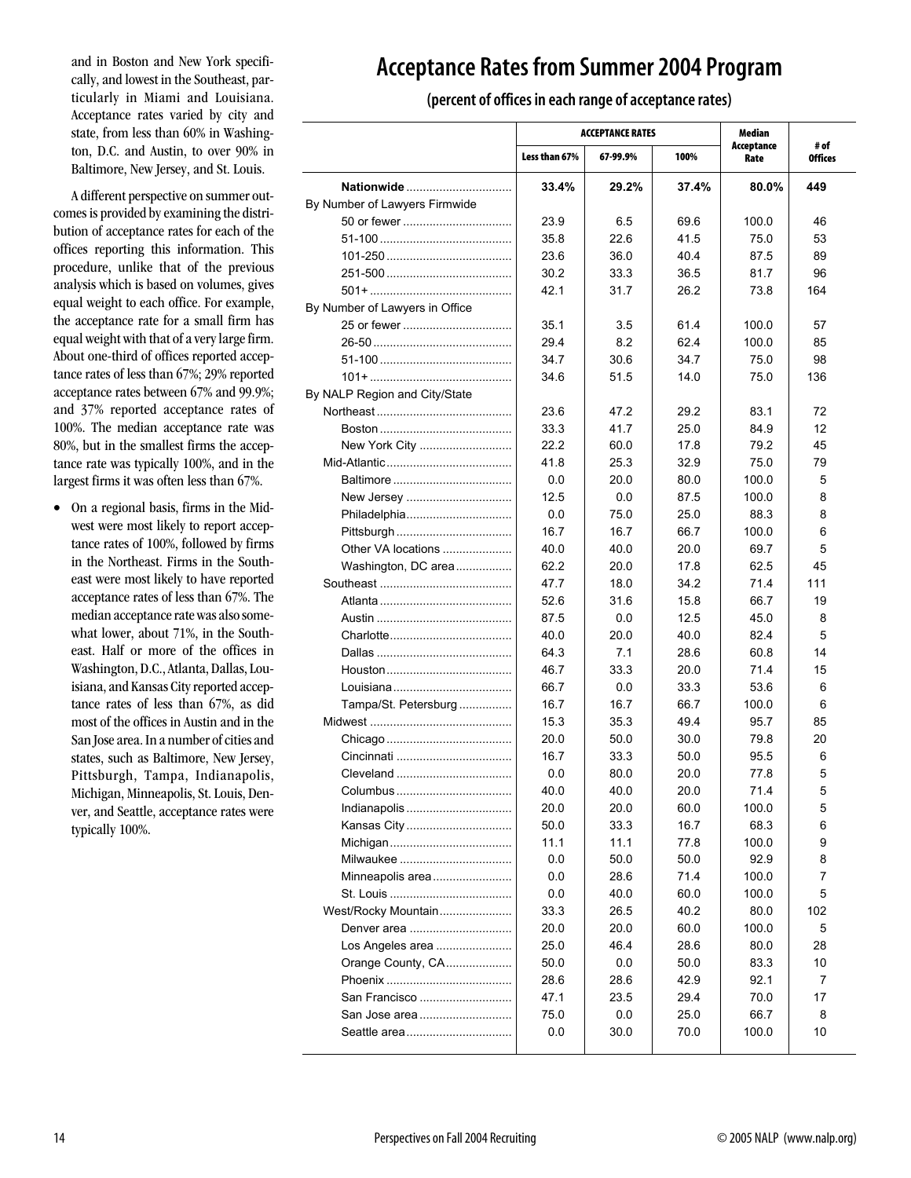and in Boston and New York specifically, and lowest in the Southeast, particularly in Miami and Louisiana. Acceptance rates varied by city and state, from less than 60% in Washington, D.C. and Austin, to over 90% in Baltimore, New Jersey, and St. Louis.

A different perspective on summer outcomes is provided by examining the distribution of acceptance rates for each of the offices reporting this information. This procedure, unlike that of the previous analysis which is based on volumes, gives equal weight to each office. For example, the acceptance rate for a small firm has equal weight with that of a very large firm. About one-third of offices reported acceptance rates of less than 67%; 29% reported acceptance rates between 67% and 99.9%; and 37% reported acceptance rates of 100%. The median acceptance rate was 80%, but in the smallest firms the acceptance rate was typically 100%, and in the largest firms it was often less than 67%.

- On a regional basis, firms in the Midwest were most likely to report acceptance rates of 100%, followed by firms in the Northeast. Firms in the Southeast were most likely to have reported acceptance rates of less than 67%. The median acceptance rate was also somewhat lower, about 71%, in the Southeast. Half or more of the offices in Washington, D.C., Atlanta, Dallas, Louisiana, and Kansas City reported acceptance rates of less than 67%, as did most of the offices in Austin and in the San Jose area. In a number of cities and states, such as Baltimore, New Jersey, Pittsburgh, Tampa, Indianapolis, Michigan, Minneapolis, St. Louis, Denver, and Seattle, acceptance rates were typically 100%.

# Acceptance Rates from Summer 2004 Program

**(percent of offices in each range of acceptance rates)**

| | ACCEPTANCE RATES | | | Median Acceptance Rate | # of Offices |
|---|---|---|---|---|---|
| | Less than 67% | 67-99.9% | 100% | | |
| **Nationwide** | **33.4%** | **29.2%** | **37.4%** | **80.0%** | **449** |
| By Number of Lawyers Firmwide | | | | | |
| 50 or fewer | 23.9 | 6.5 | 69.6 | 100.0 | 46 |
| 51-100 | 35.8 | 22.6 | 41.5 | 75.0 | 53 |
| 101-250 | 23.6 | 36.0 | 40.4 | 87.5 | 89 |
| 251-500 | 30.2 | 33.3 | 36.5 | 81.7 | 96 |
| 501+ | 42.1 | 31.7 | 26.2 | 73.8 | 164 |
| By Number of Lawyers in Office | | | | | |
| 25 or fewer | 35.1 | 3.5 | 61.4 | 100.0 | 57 |
| 26-50 | 29.4 | 8.2 | 62.4 | 100.0 | 85 |
| 51-100 | 34.7 | 30.6 | 34.7 | 75.0 | 98 |
| 101+ | 34.6 | 51.5 | 14.0 | 75.0 | 136 |
| By NALP Region and City/State | | | | | |
| Northeast | 23.6 | 47.2 | 29.2 | 83.1 | 72 |
| Boston | 33.3 | 41.7 | 25.0 | 84.9 | 12 |
| New York City | 22.2 | 60.0 | 17.8 | 79.2 | 45 |
| Mid-Atlantic | 41.8 | 25.3 | 32.9 | 75.0 | 79 |
| Baltimore | 0.0 | 20.0 | 80.0 | 100.0 | 5 |
| New Jersey | 12.5 | 0.0 | 87.5 | 100.0 | 8 |
| Philadelphia | 0.0 | 75.0 | 25.0 | 88.3 | 8 |
| Pittsburgh | 16.7 | 16.7 | 66.7 | 100.0 | 6 |
| Other VA locations | 40.0 | 40.0 | 20.0 | 69.7 | 5 |
| Washington, DC area | 62.2 | 20.0 | 17.8 | 62.5 | 45 |
| Southeast | 47.7 | 18.0 | 34.2 | 71.4 | 111 |
| Atlanta | 52.6 | 31.6 | 15.8 | 66.7 | 19 |
| Austin | 87.5 | 0.0 | 12.5 | 45.0 | 8 |
| Charlotte | 40.0 | 20.0 | 40.0 | 82.4 | 5 |
| Dallas | 64.3 | 7.1 | 28.6 | 60.8 | 14 |
| Houston | 46.7 | 33.3 | 20.0 | 71.4 | 15 |
| Louisiana | 66.7 | 0.0 | 33.3 | 53.6 | 6 |
| Tampa/St. Petersburg | 16.7 | 16.7 | 66.7 | 100.0 | 6 |
| Midwest | 15.3 | 35.3 | 49.4 | 95.7 | 85 |
| Chicago | 20.0 | 50.0 | 30.0 | 79.8 | 20 |
| Cincinnati | 16.7 | 33.3 | 50.0 | 95.5 | 6 |
| Cleveland | 0.0 | 80.0 | 20.0 | 77.8 | 5 |
| Columbus | 40.0 | 40.0 | 20.0 | 71.4 | 5 |
| Indianapolis | 20.0 | 20.0 | 60.0 | 100.0 | 5 |
| Kansas City | 50.0 | 33.3 | 16.7 | 68.3 | 6 |
| Michigan | 11.1 | 11.1 | 77.8 | 100.0 | 9 |
| Milwaukee | 0.0 | 50.0 | 50.0 | 92.9 | 8 |
| Minneapolis area | 0.0 | 28.6 | 71.4 | 100.0 | 7 |
| St. Louis | 0.0 | 40.0 | 60.0 | 100.0 | 5 |
| West/Rocky Mountain | 33.3 | 26.5 | 40.2 | 80.0 | 102 |
| Denver area | 20.0 | 20.0 | 60.0 | 100.0 | 5 |
| Los Angeles area | 25.0 | 46.4 | 28.6 | 80.0 | 28 |
| Orange County, CA | 50.0 | 0.0 | 50.0 | 83.3 | 10 |
| Phoenix | 28.6 | 28.6 | 42.9 | 92.1 | 7 |
| San Francisco | 47.1 | 23.5 | 29.4 | 70.0 | 17 |
| San Jose area | 75.0 | 0.0 | 25.0 | 66.7 | 8 |
| Seattle area | 0.0 | 30.0 | 70.0 | 100.0 | 10 |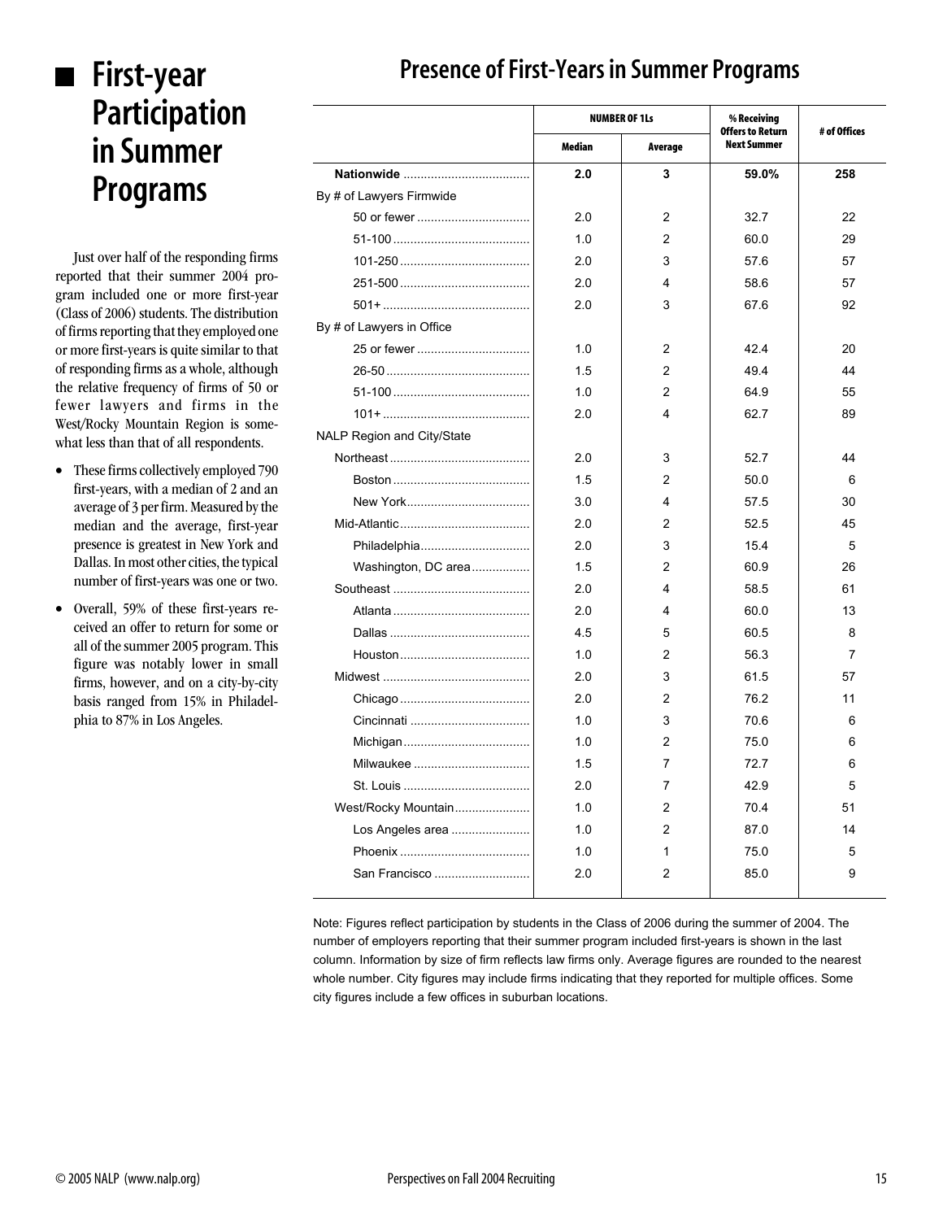# First-year Participation in Summer Programs

Just over half of the responding firms reported that their summer 2004 program included one or more first-year (Class of 2006) students. The distribution of firms reporting that they employed one or more first-years is quite similar to that of responding firms as a whole, although the relative frequency of firms of 50 or fewer lawyers and firms in the West/Rocky Mountain Region is somewhat less than that of all respondents.

- These firms collectively employed 790 first-years, with a median of 2 and an average of 3 per firm. Measured by the median and the average, first-year presence is greatest in New York and Dallas. In most other cities, the typical number of first-years was one or two.
- Overall, 59% of these first-years received an offer to return for some or all of the summer 2005 program. This figure was notably lower in small firms, however, and on a city-by-city basis ranged from 15% in Philadelphia to 87% in Los Angeles.

## Presence of First-Years in Summer Programs

| | NUMBER OF 1Ls | | % Receiving Offers to Return Next Summer | # of Offices |
|---|---|---|---|---|
| | Median | Average | | |
| **Nationwide** | **2.0** | **3** | **59.0%** | **258** |
| By # of Lawyers Firmwide | | | | |
| 50 or fewer | 2.0 | 2 | 32.7 | 22 |
| 51-100 | 1.0 | 2 | 60.0 | 29 |
| 101-250 | 2.0 | 3 | 57.6 | 57 |
| 251-500 | 2.0 | 4 | 58.6 | 57 |
| 501+ | 2.0 | 3 | 67.6 | 92 |
| By # of Lawyers in Office | | | | |
| 25 or fewer | 1.0 | 2 | 42.4 | 20 |
| 26-50 | 1.5 | 2 | 49.4 | 44 |
| 51-100 | 1.0 | 2 | 64.9 | 55 |
| 101+ | 2.0 | 4 | 62.7 | 89 |
| NALP Region and City/State | | | | |
| Northeast | 2.0 | 3 | 52.7 | 44 |
| Boston | 1.5 | 2 | 50.0 | 6 |
| New York | 3.0 | 4 | 57.5 | 30 |
| Mid-Atlantic | 2.0 | 2 | 52.5 | 45 |
| Philadelphia | 2.0 | 3 | 15.4 | 5 |
| Washington, DC area | 1.5 | 2 | 60.9 | 26 |
| Southeast | 2.0 | 4 | 58.5 | 61 |
| Atlanta | 2.0 | 4 | 60.0 | 13 |
| Dallas | 4.5 | 5 | 60.5 | 8 |
| Houston | 1.0 | 2 | 56.3 | 7 |
| Midwest | 2.0 | 3 | 61.5 | 57 |
| Chicago | 2.0 | 2 | 76.2 | 11 |
| Cincinnati | 1.0 | 3 | 70.6 | 6 |
| Michigan | 1.0 | 2 | 75.0 | 6 |
| Milwaukee | 1.5 | 7 | 72.7 | 6 |
| St. Louis | 2.0 | 7 | 42.9 | 5 |
| West/Rocky Mountain | 1.0 | 2 | 70.4 | 51 |
| Los Angeles area | 1.0 | 2 | 87.0 | 14 |
| Phoenix | 1.0 | 1 | 75.0 | 5 |
| San Francisco | 2.0 | 2 | 85.0 | 9 |

Note: Figures reflect participation by students in the Class of 2006 during the summer of 2004. The number of employers reporting that their summer program included first-years is shown in the last column. Information by size of firm reflects law firms only. Average figures are rounded to the nearest whole number. City figures may include firms indicating that they reported for multiple offices. Some city figures include a few offices in suburban locations.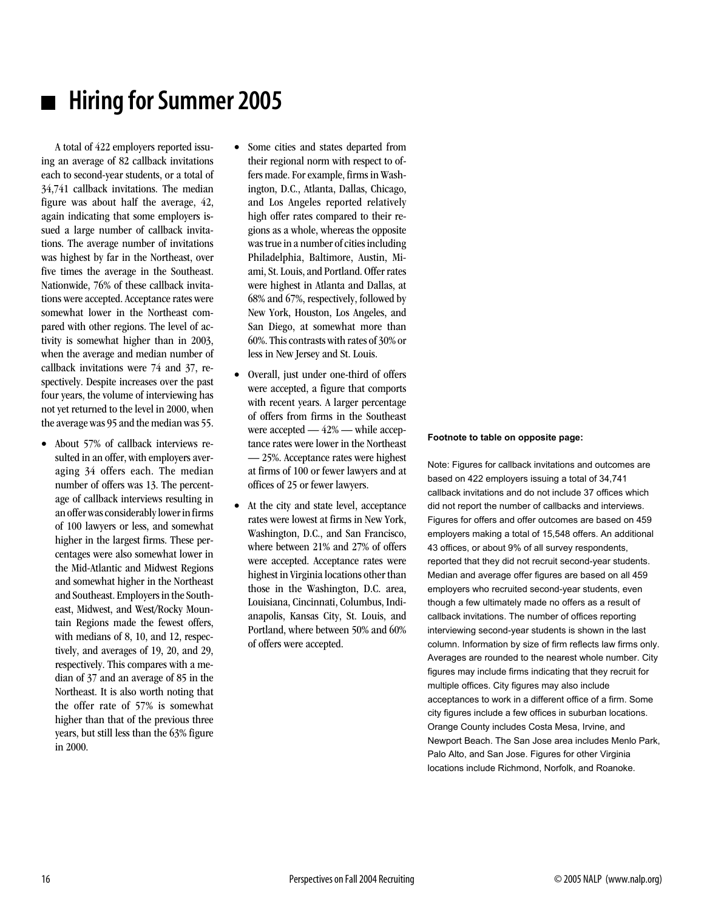# Hiring for Summer 2005

A total of 422 employers reported issuing an average of 82 callback invitations each to second-year students, or a total of 34,741 callback invitations. The median figure was about half the average, 42, again indicating that some employers issued a large number of callback invitations. The average number of invitations was highest by far in the Northeast, over five times the average in the Southeast. Nationwide, 76% of these callback invitations were accepted. Acceptance rates were somewhat lower in the Northeast compared with other regions. The level of activity is somewhat higher than in 2003, when the average and median number of callback invitations were 74 and 37, respectively. Despite increases over the past four years, the volume of interviewing has not yet returned to the level in 2000, when the average was 95 and the median was 55.

- About 57% of callback interviews resulted in an offer, with employers averaging 34 offers each. The median number of offers was 13. The percentage of callback interviews resulting in an offer was considerably lower in firms of 100 lawyers or less, and somewhat higher in the largest firms. These percentages were also somewhat lower in the Mid-Atlantic and Midwest Regions and somewhat higher in the Northeast and Southeast. Employers in the Southeast, Midwest, and West/Rocky Mountain Regions made the fewest offers, with medians of 8, 10, and 12, respectively, and averages of 19, 20, and 29, respectively. This compares with a median of 37 and an average of 85 in the Northeast. It is also worth noting that the offer rate of 57% is somewhat higher than that of the previous three years, but still less than the 63% figure in 2000.
- Some cities and states departed from their regional norm with respect to offers made. For example, firms in Washington, D.C., Atlanta, Dallas, Chicago, and Los Angeles reported relatively high offer rates compared to their regions as a whole, whereas the opposite was true in a number of cities including Philadelphia, Baltimore, Austin, Miami, St. Louis, and Portland. Offer rates were highest in Atlanta and Dallas, at 68% and 67%, respectively, followed by New York, Houston, Los Angeles, and San Diego, at somewhat more than 60%. This contrasts with rates of 30% or less in New Jersey and St. Louis.
- Overall, just under one-third of offers were accepted, a figure that comports with recent years. A larger percentage of offers from firms in the Southeast were accepted — 42% — while acceptance rates were lower in the Northeast — 25%. Acceptance rates were highest at firms of 100 or fewer lawyers and at offices of 25 or fewer lawyers.
- At the city and state level, acceptance rates were lowest at firms in New York, Washington, D.C., and San Francisco, where between 21% and 27% of offers were accepted. Acceptance rates were highest in Virginia locations other than those in the Washington, D.C. area, Louisiana, Cincinnati, Columbus, Indianapolis, Kansas City, St. Louis, and Portland, where between 50% and 60% of offers were accepted.

**Footnote to table on opposite page:**

Note: Figures for callback invitations and outcomes are based on 422 employers issuing a total of 34,741 callback invitations and do not include 37 offices which did not report the number of callbacks and interviews. Figures for offers and offer outcomes are based on 459 employers making a total of 15,548 offers. An additional 43 offices, or about 9% of all survey respondents, reported that they did not recruit second-year students. Median and average offer figures are based on all 459 employers who recruited second-year students, even though a few ultimately made no offers as a result of callback invitations. The number of offices reporting interviewing second-year students is shown in the last column. Information by size of firm reflects law firms only. Averages are rounded to the nearest whole number. City figures may include firms indicating that they recruit for multiple offices. City figures may also include acceptances to work in a different office of a firm. Some city figures include a few offices in suburban locations. Orange County includes Costa Mesa, Irvine, and Newport Beach. The San Jose area includes Menlo Park, Palo Alto, and San Jose. Figures for other Virginia locations include Richmond, Norfolk, and Roanoke.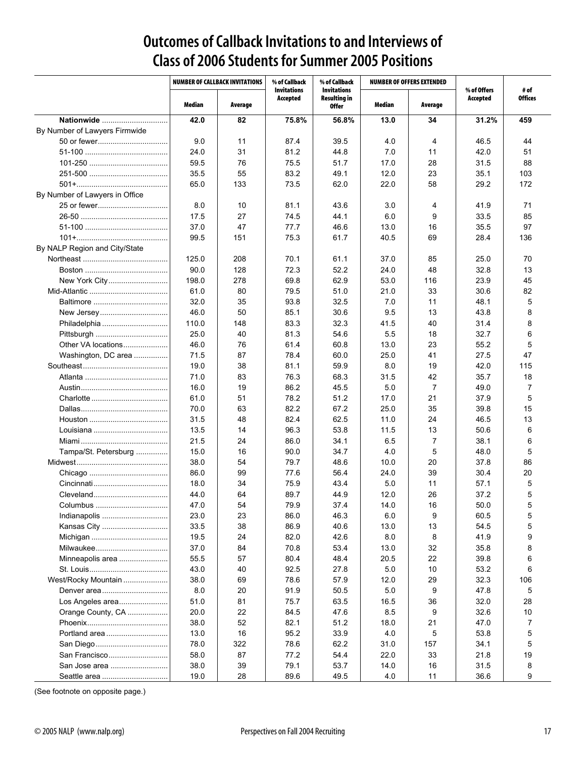# Outcomes of Callback Invitations to and Interviews of Class of 2006 Students for Summer 2005 Positions

| | NUMBER OF CALLBACK INVITATIONS | | % of Callback Invitations Accepted | % of Callback Invitations Resulting in Offer | NUMBER OF OFFERS EXTENDED | | % of Offers Accepted | # of Offices |
|---|---|---|---|---|---|---|---|---|
| | Median | Average | | | Median | Average | | |
| **Nationwide** | **42.0** | **82** | **75.8%** | **56.8%** | **13.0** | **34** | **31.2%** | **459** |
| By Number of Lawyers Firmwide | | | | | | | | |
| 50 or fewer | 9.0 | 11 | 87.4 | 39.5 | 4.0 | 4 | 46.5 | 44 |
| 51-100 | 24.0 | 31 | 81.2 | 44.8 | 7.0 | 11 | 42.0 | 51 |
| 101-250 | 59.5 | 76 | 75.5 | 51.7 | 17.0 | 28 | 31.5 | 88 |
| 251-500 | 35.5 | 55 | 83.2 | 49.1 | 12.0 | 23 | 35.1 | 103 |
| 501+ | 65.0 | 133 | 73.5 | 62.0 | 22.0 | 58 | 29.2 | 172 |
| By Number of Lawyers in Office | | | | | | | | |
| 25 or fewer | 8.0 | 10 | 81.1 | 43.6 | 3.0 | 4 | 41.9 | 71 |
| 26-50 | 17.5 | 27 | 74.5 | 44.1 | 6.0 | 9 | 33.5 | 85 |
| 51-100 | 37.0 | 47 | 77.7 | 46.6 | 13.0 | 16 | 35.5 | 97 |
| 101+ | 99.5 | 151 | 75.3 | 61.7 | 40.5 | 69 | 28.4 | 136 |
| By NALP Region and City/State | | | | | | | | |
| Northeast | 125.0 | 208 | 70.1 | 61.1 | 37.0 | 85 | 25.0 | 70 |
| Boston | 90.0 | 128 | 72.3 | 52.2 | 24.0 | 48 | 32.8 | 13 |
| New York City | 198.0 | 278 | 69.8 | 62.9 | 53.0 | 116 | 23.9 | 45 |
| Mid-Atlantic | 61.0 | 80 | 79.5 | 51.0 | 21.0 | 33 | 30.6 | 82 |
| Baltimore | 32.0 | 35 | 93.8 | 32.5 | 7.0 | 11 | 48.1 | 5 |
| New Jersey | 46.0 | 50 | 85.1 | 30.6 | 9.5 | 13 | 43.8 | 8 |
| Philadelphia | 110.0 | 148 | 83.3 | 32.3 | 41.5 | 40 | 31.4 | 8 |
| Pittsburgh | 25.0 | 40 | 81.3 | 54.6 | 5.5 | 18 | 32.7 | 6 |
| Other VA locations | 46.0 | 76 | 61.4 | 60.8 | 13.0 | 23 | 55.2 | 5 |
| Washington, DC area | 71.5 | 87 | 78.4 | 60.0 | 25.0 | 41 | 27.5 | 47 |
| Southeast | 19.0 | 38 | 81.1 | 59.9 | 8.0 | 19 | 42.0 | 115 |
| Atlanta | 71.0 | 83 | 76.3 | 68.3 | 31.5 | 42 | 35.7 | 18 |
| Austin | 16.0 | 19 | 86.2 | 45.5 | 5.0 | 7 | 49.0 | 7 |
| Charlotte | 61.0 | 51 | 78.2 | 51.2 | 17.0 | 21 | 37.9 | 5 |
| Dallas | 70.0 | 63 | 82.2 | 67.2 | 25.0 | 35 | 39.8 | 15 |
| Houston | 31.5 | 48 | 82.4 | 62.5 | 11.0 | 24 | 46.5 | 13 |
| Louisiana | 13.5 | 14 | 96.3 | 53.8 | 11.5 | 13 | 50.6 | 6 |
| Miami | 21.5 | 24 | 86.0 | 34.1 | 6.5 | 7 | 38.1 | 6 |
| Tampa/St. Petersburg | 15.0 | 16 | 90.0 | 34.7 | 4.0 | 5 | 48.0 | 5 |
| Midwest | 38.0 | 54 | 79.7 | 48.6 | 10.0 | 20 | 37.8 | 86 |
| Chicago | 86.0 | 99 | 77.6 | 56.4 | 24.0 | 39 | 30.4 | 20 |
| Cincinnati | 18.0 | 34 | 75.9 | 43.4 | 5.0 | 11 | 57.1 | 5 |
| Cleveland | 44.0 | 64 | 89.7 | 44.9 | 12.0 | 26 | 37.2 | 5 |
| Columbus | 47.0 | 54 | 79.9 | 37.4 | 14.0 | 16 | 50.0 | 5 |
| Indianapolis | 23.0 | 23 | 86.0 | 46.3 | 6.0 | 9 | 60.5 | 5 |
| Kansas City | 33.5 | 38 | 86.9 | 40.6 | 13.0 | 13 | 54.5 | 5 |
| Michigan | 19.5 | 24 | 82.0 | 42.6 | 8.0 | 8 | 41.9 | 9 |
| Milwaukee | 37.0 | 84 | 70.8 | 53.4 | 13.0 | 32 | 35.8 | 8 |
| Minneapolis area | 55.5 | 57 | 80.4 | 48.4 | 20.5 | 22 | 39.8 | 6 |
| St. Louis | 43.0 | 40 | 92.5 | 27.8 | 5.0 | 10 | 53.2 | 6 |
| West/Rocky Mountain | 38.0 | 69 | 78.6 | 57.9 | 12.0 | 29 | 32.3 | 106 |
| Denver area | 8.0 | 20 | 91.9 | 50.5 | 5.0 | 9 | 47.8 | 5 |
| Los Angeles area | 51.0 | 81 | 75.7 | 63.5 | 16.5 | 36 | 32.0 | 28 |
| Orange County, CA | 20.0 | 22 | 84.5 | 47.6 | 8.5 | 9 | 32.6 | 10 |
| Phoenix | 38.0 | 52 | 82.1 | 51.2 | 18.0 | 21 | 47.0 | 7 |
| Portland area | 13.0 | 16 | 95.2 | 33.9 | 4.0 | 5 | 53.8 | 5 |
| San Diego | 78.0 | 322 | 78.6 | 62.2 | 31.0 | 157 | 34.1 | 5 |
| San Francisco | 58.0 | 87 | 77.2 | 54.4 | 22.0 | 33 | 21.8 | 19 |
| San Jose area | 38.0 | 39 | 79.1 | 53.7 | 14.0 | 16 | 31.5 | 8 |
| Seattle area | 19.0 | 28 | 89.6 | 49.5 | 4.0 | 11 | 36.6 | 9 |

(See footnote on opposite page.)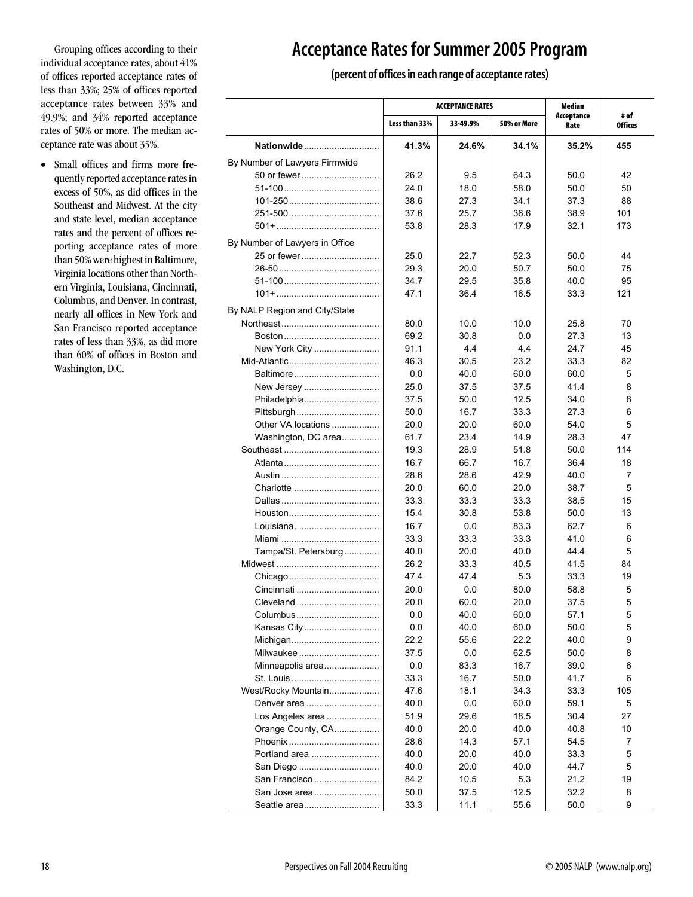Grouping offices according to their individual acceptance rates, about 41% of offices reported acceptance rates of less than 33%; 25% of offices reported acceptance rates between 33% and 49.9%; and 34% reported acceptance rates of 50% or more. The median acceptance rate was about 35%.

- Small offices and firms more frequently reported acceptance rates in excess of 50%, as did offices in the Southeast and Midwest. At the city and state level, median acceptance rates and the percent of offices reporting acceptance rates of more than 50% were highest in Baltimore, Virginia locations other than Northern Virginia, Louisiana, Cincinnati, Columbus, and Denver. In contrast, nearly all offices in New York and San Francisco reported acceptance rates of less than 33%, as did more than 60% of offices in Boston and Washington, D.C.

# Acceptance Rates for Summer 2005 Program

**(percent of offices in each range of acceptance rates)**

| | ACCEPTANCE RATES | | | Median Acceptance Rate | # of Offices |
|---|---|---|---|---|---|
| | Less than 33% | 33-49.9% | 50% or More | | |
| **Nationwide** | **41.3%** | **24.6%** | **34.1%** | **35.2%** | **455** |
| By Number of Lawyers Firmwide | | | | | |
| 50 or fewer | 26.2 | 9.5 | 64.3 | 50.0 | 42 |
| 51-100 | 24.0 | 18.0 | 58.0 | 50.0 | 50 |
| 101-250 | 38.6 | 27.3 | 34.1 | 37.3 | 88 |
| 251-500 | 37.6 | 25.7 | 36.6 | 38.9 | 101 |
| 501+ | 53.8 | 28.3 | 17.9 | 32.1 | 173 |
| By Number of Lawyers in Office | | | | | |
| 25 or fewer | 25.0 | 22.7 | 52.3 | 50.0 | 44 |
| 26-50 | 29.3 | 20.0 | 50.7 | 50.0 | 75 |
| 51-100 | 34.7 | 29.5 | 35.8 | 40.0 | 95 |
| 101+ | 47.1 | 36.4 | 16.5 | 33.3 | 121 |
| By NALP Region and City/State | | | | | |
| Northeast | 80.0 | 10.0 | 10.0 | 25.8 | 70 |
| Boston | 69.2 | 30.8 | 0.0 | 27.3 | 13 |
| New York City | 91.1 | 4.4 | 4.4 | 24.7 | 45 |
| Mid-Atlantic | 46.3 | 30.5 | 23.2 | 33.3 | 82 |
| Baltimore | 0.0 | 40.0 | 60.0 | 60.0 | 5 |
| New Jersey | 25.0 | 37.5 | 37.5 | 41.4 | 8 |
| Philadelphia | 37.5 | 50.0 | 12.5 | 34.0 | 8 |
| Pittsburgh | 50.0 | 16.7 | 33.3 | 27.3 | 6 |
| Other VA locations | 20.0 | 20.0 | 60.0 | 54.0 | 5 |
| Washington, DC area | 61.7 | 23.4 | 14.9 | 28.3 | 47 |
| Southeast | 19.3 | 28.9 | 51.8 | 50.0 | 114 |
| Atlanta | 16.7 | 66.7 | 16.7 | 36.4 | 18 |
| Austin | 28.6 | 28.6 | 42.9 | 40.0 | 7 |
| Charlotte | 20.0 | 60.0 | 20.0 | 38.7 | 5 |
| Dallas | 33.3 | 33.3 | 33.3 | 38.5 | 15 |
| Houston | 15.4 | 30.8 | 53.8 | 50.0 | 13 |
| Louisiana | 16.7 | 0.0 | 83.3 | 62.7 | 6 |
| Miami | 33.3 | 33.3 | 33.3 | 41.0 | 6 |
| Tampa/St. Petersburg | 40.0 | 20.0 | 40.0 | 44.4 | 5 |
| Midwest | 26.2 | 33.3 | 40.5 | 41.5 | 84 |
| Chicago | 47.4 | 47.4 | 5.3 | 33.3 | 19 |
| Cincinnati | 20.0 | 0.0 | 80.0 | 58.8 | 5 |
| Cleveland | 20.0 | 60.0 | 20.0 | 37.5 | 5 |
| Columbus | 0.0 | 40.0 | 60.0 | 57.1 | 5 |
| Kansas City | 0.0 | 40.0 | 60.0 | 50.0 | 5 |
| Michigan | 22.2 | 55.6 | 22.2 | 40.0 | 9 |
| Milwaukee | 37.5 | 0.0 | 62.5 | 50.0 | 8 |
| Minneapolis area | 0.0 | 83.3 | 16.7 | 39.0 | 6 |
| St. Louis | 33.3 | 16.7 | 50.0 | 41.7 | 6 |
| West/Rocky Mountain | 47.6 | 18.1 | 34.3 | 33.3 | 105 |
| Denver area | 40.0 | 0.0 | 60.0 | 59.1 | 5 |
| Los Angeles area | 51.9 | 29.6 | 18.5 | 30.4 | 27 |
| Orange County, CA | 40.0 | 20.0 | 40.0 | 40.8 | 10 |
| Phoenix | 28.6 | 14.3 | 57.1 | 54.5 | 7 |
| Portland area | 40.0 | 20.0 | 40.0 | 33.3 | 5 |
| San Diego | 40.0 | 20.0 | 40.0 | 44.7 | 5 |
| San Francisco | 84.2 | 10.5 | 5.3 | 21.2 | 19 |
| San Jose area | 50.0 | 37.5 | 12.5 | 32.2 | 8 |
| Seattle area | 33.3 | 11.1 | 55.6 | 50.0 | 9 |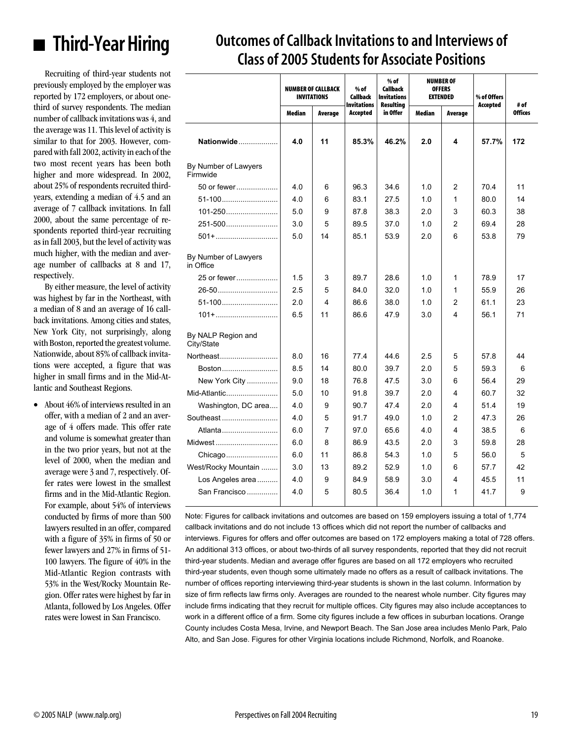# Third-Year Hiring

Recruiting of third-year students not previously employed by the employer was reported by 172 employers, or about one-third of survey respondents. The median number of callback invitations was 4, and the average was 11. This level of activity is similar to that for 2003. However, compared with fall 2002, activity in each of the two most recent years has been both higher and more widespread. In 2002, about 25% of respondents recruited third-years, extending a median of 4.5 and an average of 7 callback invitations. In fall 2000, about the same percentage of respondents reported third-year recruiting as in fall 2003, but the level of activity was much higher, with the median and average number of callbacks at 8 and 17, respectively.

By either measure, the level of activity was highest by far in the Northeast, with a median of 8 and an average of 16 callback invitations. Among cities and states, New York City, not surprisingly, along with Boston, reported the greatest volume. Nationwide, about 85% of callback invitations were accepted, a figure that was higher in small firms and in the Mid-Atlantic and Southeast Regions.

- About 46% of interviews resulted in an offer, with a median of 2 and an average of 4 offers made. This offer rate and volume is somewhat greater than in the two prior years, but not at the level of 2000, when the median and average were 3 and 7, respectively. Offer rates were lowest in the smallest firms and in the Mid-Atlantic Region. For example, about 54% of interviews conducted by firms of more than 500 lawyers resulted in an offer, compared with a figure of 35% in firms of 50 or fewer lawyers and 27% in firms of 51-100 lawyers. The figure of 40% in the Mid-Atlantic Region contrasts with 53% in the West/Rocky Mountain Region. Offer rates were highest by far in Atlanta, followed by Los Angeles. Offer rates were lowest in San Francisco.

## Outcomes of Callback Invitations to and Interviews of Class of 2005 Students for Associate Positions

| | Number of Callback Invitations | | % of Callback Invitations Accepted | % of Callback Invitations Resulting in Offer | Number of Offers Extended | | % of Offers Accepted | # of Offices |
|---|---|---|---|---|---|---|---|---|
| | Median | Average | | | Median | Average | | |
| **Nationwide** | **4.0** | **11** | **85.3%** | **46.2%** | **2.0** | **4** | **57.7%** | **172** |
| By Number of Lawyers Firmwide | | | | | | | | |
| 50 or fewer | 4.0 | 6 | 96.3 | 34.6 | 1.0 | 2 | 70.4 | 11 |
| 51-100 | 4.0 | 6 | 83.1 | 27.5 | 1.0 | 1 | 80.0 | 14 |
| 101-250 | 5.0 | 9 | 87.8 | 38.3 | 2.0 | 3 | 60.3 | 38 |
| 251-500 | 3.0 | 5 | 89.5 | 37.0 | 1.0 | 2 | 69.4 | 28 |
| 501+ | 5.0 | 14 | 85.1 | 53.9 | 2.0 | 6 | 53.8 | 79 |
| By Number of Lawyers in Office | | | | | | | | |
| 25 or fewer | 1.5 | 3 | 89.7 | 28.6 | 1.0 | 1 | 78.9 | 17 |
| 26-50 | 2.5 | 5 | 84.0 | 32.0 | 1.0 | 1 | 55.9 | 26 |
| 51-100 | 2.0 | 4 | 86.6 | 38.0 | 1.0 | 2 | 61.1 | 23 |
| 101+ | 6.5 | 11 | 86.6 | 47.9 | 3.0 | 4 | 56.1 | 71 |
| By NALP Region and City/State | | | | | | | | |
| Northeast | 8.0 | 16 | 77.4 | 44.6 | 2.5 | 5 | 57.8 | 44 |
| Boston | 8.5 | 14 | 80.0 | 39.7 | 2.0 | 5 | 59.3 | 6 |
| New York City | 9.0 | 18 | 76.8 | 47.5 | 3.0 | 6 | 56.4 | 29 |
| Mid-Atlantic | 5.0 | 10 | 91.8 | 39.7 | 2.0 | 4 | 60.7 | 32 |
| Washington, DC area | 4.0 | 9 | 90.7 | 47.4 | 2.0 | 4 | 51.4 | 19 |
| Southeast | 4.0 | 5 | 91.7 | 49.0 | 1.0 | 2 | 47.3 | 26 |
| Atlanta | 6.0 | 7 | 97.0 | 65.6 | 4.0 | 4 | 38.5 | 6 |
| Midwest | 6.0 | 8 | 86.9 | 43.5 | 2.0 | 3 | 59.8 | 28 |
| Chicago | 6.0 | 11 | 86.8 | 54.3 | 1.0 | 5 | 56.0 | 5 |
| West/Rocky Mountain | 3.0 | 13 | 89.2 | 52.9 | 1.0 | 6 | 57.7 | 42 |
| Los Angeles area | 4.0 | 9 | 84.9 | 58.9 | 3.0 | 4 | 45.5 | 11 |
| San Francisco | 4.0 | 5 | 80.5 | 36.4 | 1.0 | 1 | 41.7 | 9 |

Note: Figures for callback invitations and outcomes are based on 159 employers issuing a total of 1,774 callback invitations and do not include 13 offices which did not report the number of callbacks and interviews. Figures for offers and offer outcomes are based on 172 employers making a total of 728 offers. An additional 313 offices, or about two-thirds of all survey respondents, reported that they did not recruit third-year students. Median and average offer figures are based on all 172 employers who recruited third-year students, even though some ultimately made no offers as a result of callback invitations. The number of offices reporting interviewing third-year students is shown in the last column. Information by size of firm reflects law firms only. Averages are rounded to the nearest whole number. City figures may include firms indicating that they recruit for multiple offices. City figures may also include acceptances to work in a different office of a firm. Some city figures include a few offices in suburban locations. Orange County includes Costa Mesa, Irvine, and Newport Beach. The San Jose area includes Menlo Park, Palo Alto, and San Jose. Figures for other Virginia locations include Richmond, Norfolk, and Roanoke.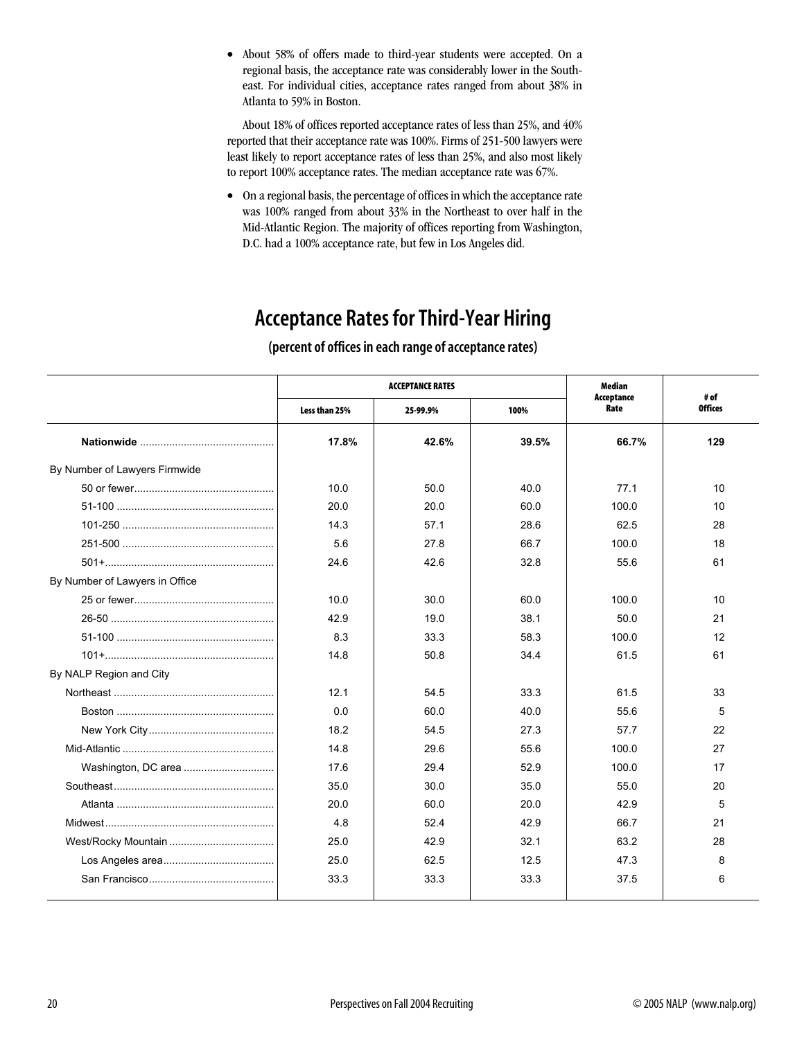- About 58% of offers made to third-year students were accepted. On a regional basis, the acceptance rate was considerably lower in the Southeast. For individual cities, acceptance rates ranged from about 38% in Atlanta to 59% in Boston.

  About 18% of offices reported acceptance rates of less than 25%, and 40% reported that their acceptance rate was 100%. Firms of 251-500 lawyers were least likely to report acceptance rates of less than 25%, and also most likely to report 100% acceptance rates. The median acceptance rate was 67%.

- On a regional basis, the percentage of offices in which the acceptance rate was 100% ranged from about 33% in the Northeast to over half in the Mid-Atlantic Region. The majority of offices reporting from Washington, D.C. had a 100% acceptance rate, but few in Los Angeles did.

## Acceptance Rates for Third-Year Hiring

### (percent of offices in each range of acceptance rates)

| | ACCEPTANCE RATES | | | Median Acceptance Rate | # of Offices |
|---|---|---|---|---|---|
| | Less than 25% | 25-99.9% | 100% | | |
| **Nationwide** | **17.8%** | **42.6%** | **39.5%** | **66.7%** | **129** |
| By Number of Lawyers Firmwide | | | | | |
| 50 or fewer | 10.0 | 50.0 | 40.0 | 77.1 | 10 |
| 51-100 | 20.0 | 20.0 | 60.0 | 100.0 | 10 |
| 101-250 | 14.3 | 57.1 | 28.6 | 62.5 | 28 |
| 251-500 | 5.6 | 27.8 | 66.7 | 100.0 | 18 |
| 501+ | 24.6 | 42.6 | 32.8 | 55.6 | 61 |
| By Number of Lawyers in Office | | | | | |
| 25 or fewer | 10.0 | 30.0 | 60.0 | 100.0 | 10 |
| 26-50 | 42.9 | 19.0 | 38.1 | 50.0 | 21 |
| 51-100 | 8.3 | 33.3 | 58.3 | 100.0 | 12 |
| 101+ | 14.8 | 50.8 | 34.4 | 61.5 | 61 |
| By NALP Region and City | | | | | |
| Northeast | 12.1 | 54.5 | 33.3 | 61.5 | 33 |
| Boston | 0.0 | 60.0 | 40.0 | 55.6 | 5 |
| New York City | 18.2 | 54.5 | 27.3 | 57.7 | 22 |
| Mid-Atlantic | 14.8 | 29.6 | 55.6 | 100.0 | 27 |
| Washington, DC area | 17.6 | 29.4 | 52.9 | 100.0 | 17 |
| Southeast | 35.0 | 30.0 | 35.0 | 55.0 | 20 |
| Atlanta | 20.0 | 60.0 | 20.0 | 42.9 | 5 |
| Midwest | 4.8 | 52.4 | 42.9 | 66.7 | 21 |
| West/Rocky Mountain | 25.0 | 42.9 | 32.1 | 63.2 | 28 |
| Los Angeles area | 25.0 | 62.5 | 12.5 | 47.3 | 8 |
| San Francisco | 33.3 | 33.3 | 33.3 | 37.5 | 6 |